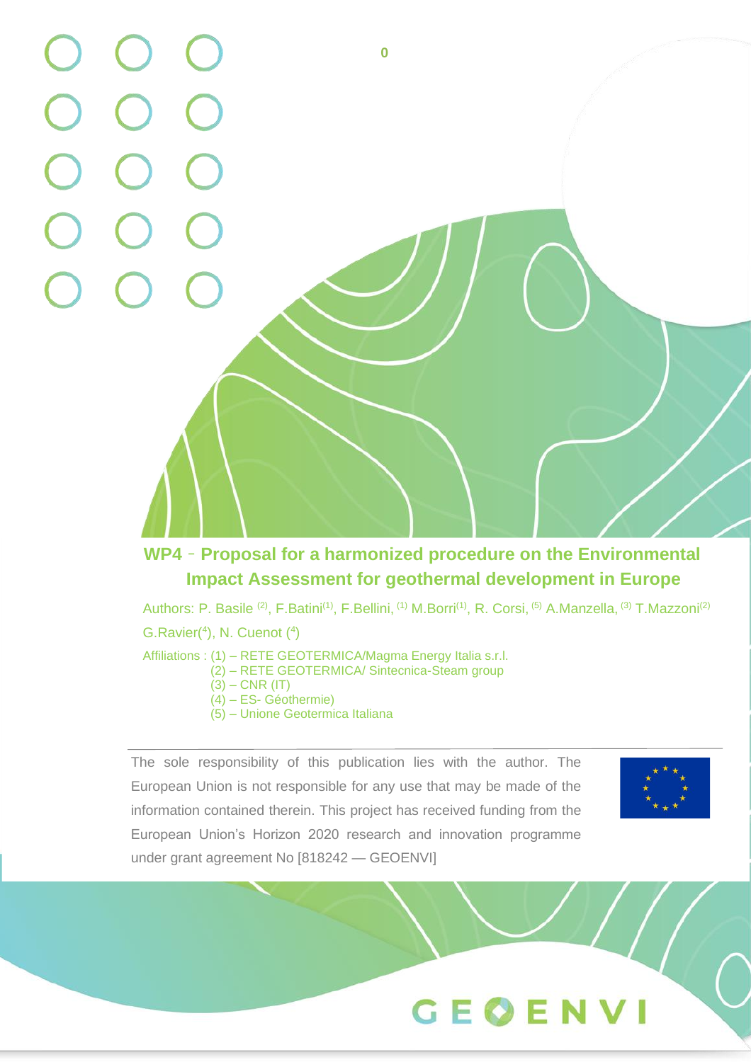# WP4 - Proposal for a harmonized procedure on the Environmental Impact Assessment for geothermal development in Europe

Authors: P. Basile [2], F.Batini[1], F.Bellini, [1] M.Borri[1], R. Corsi, [5] A.Manzella, [3] T.Mazzoni[2] G.Ravier[4], N. Cuenot [4]

Affiliations : (1) – RETE GEOTERMICA/Magma Energy Italia s.r.l.
(2) – RETE GEOTERMICA/ Sintecnica-Steam group
(3) – CNR (IT)
(4) – ES- Géothermie)
(5) – Unione Geotermica Italiana

The sole responsibility of this publication lies with the author. The European Union is not responsible for any use that may be made of the information contained therein. This project has received funding from the European Union's Horizon 2020 research and innovation programme under grant agreement No [818242 — GEOENVI]

GEOENVI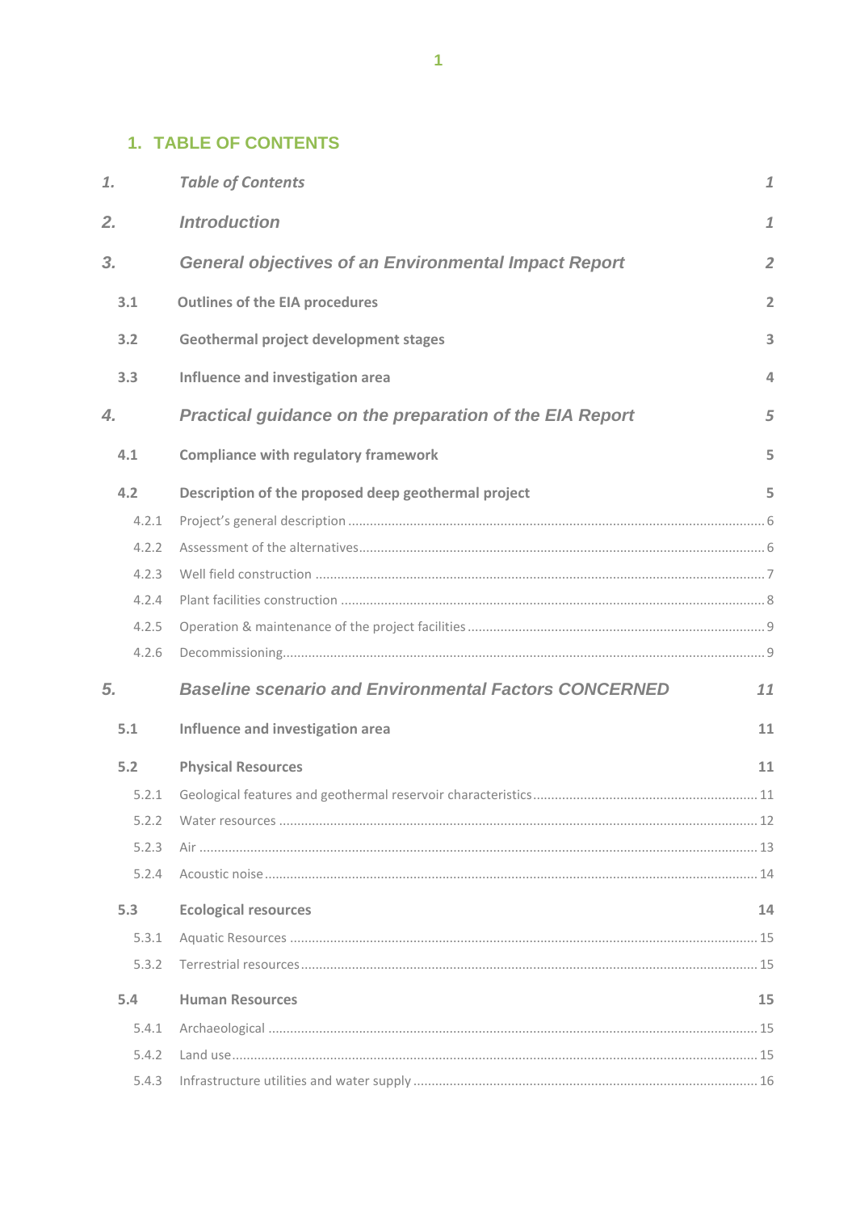# 1. TABLE OF CONTENTS

| | | |
|---|---|---|
| *1.* | *Table of Contents* | *1* |
| *2.* | *Introduction* | *1* |
| *3.* | *General objectives of an Environmental Impact Report* | *2* |
| **3.1** | **Outlines of the EIA procedures** | **2** |
| **3.2** | **Geothermal project development stages** | **3** |
| **3.3** | **Influence and investigation area** | **4** |
| *4.* | *Practical guidance on the preparation of the EIA Report* | *5* |
| **4.1** | **Compliance with regulatory framework** | **5** |
| **4.2** | **Description of the proposed deep geothermal project** | **5** |
| 4.2.1 | Project's general description | 6 |
| 4.2.2 | Assessment of the alternatives | 6 |
| 4.2.3 | Well field construction | 7 |
| 4.2.4 | Plant facilities construction | 8 |
| 4.2.5 | Operation & maintenance of the project facilities | 9 |
| 4.2.6 | Decommissioning | 9 |
| *5.* | *Baseline scenario and Environmental Factors CONCERNED* | *11* |
| **5.1** | **Influence and investigation area** | **11** |
| **5.2** | **Physical Resources** | **11** |
| 5.2.1 | Geological features and geothermal reservoir characteristics | 11 |
| 5.2.2 | Water resources | 12 |
| 5.2.3 | Air | 13 |
| 5.2.4 | Acoustic noise | 14 |
| **5.3** | **Ecological resources** | **14** |
| 5.3.1 | Aquatic Resources | 15 |
| 5.3.2 | Terrestrial resources | 15 |
| **5.4** | **Human Resources** | **15** |
| 5.4.1 | Archaeological | 15 |
| 5.4.2 | Land use | 15 |
| 5.4.3 | Infrastructure utilities and water supply | 16 |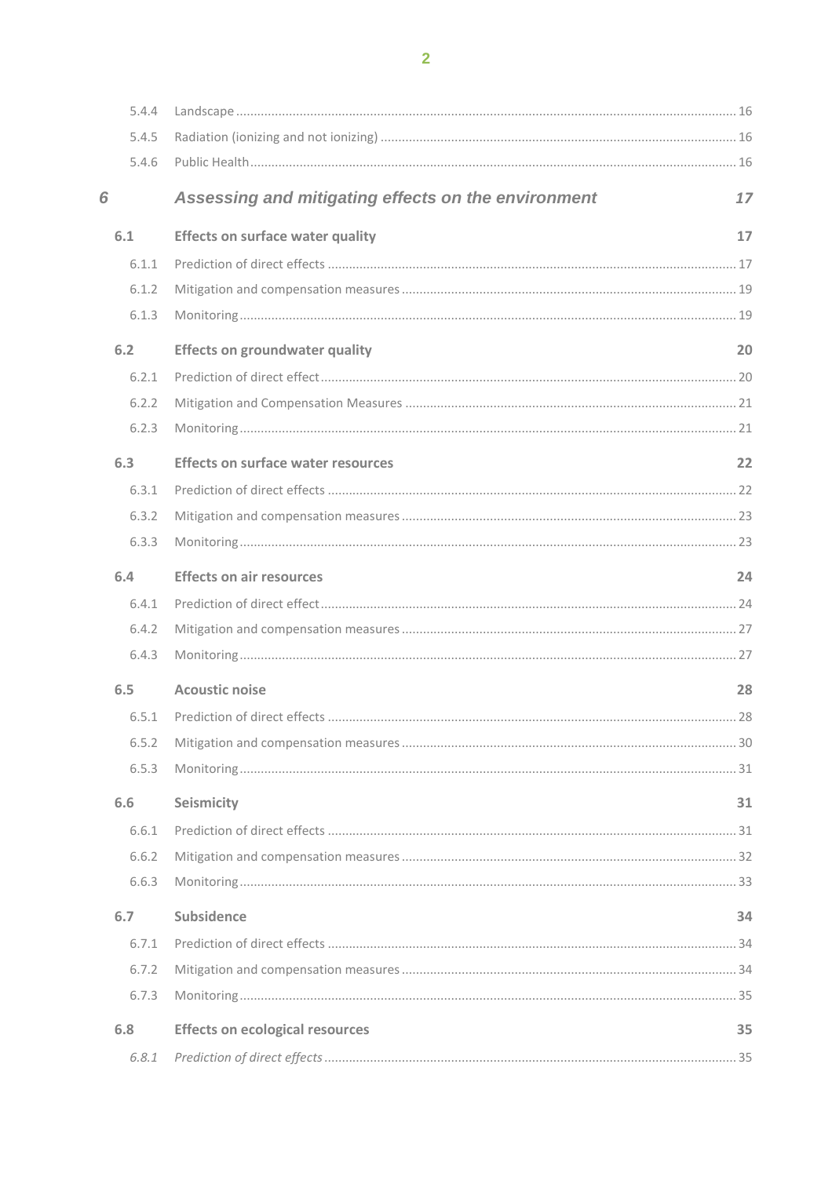| | | |
|---|---|---|
| 5.4.4 | Landscape | 16 |
| 5.4.5 | Radiation (ionizing and not ionizing) | 16 |
| 5.4.6 | Public Health | 16 |
| ***6*** | ***Assessing and mitigating effects on the environment*** | ***17*** |
| **6.1** | **Effects on surface water quality** | **17** |
| 6.1.1 | Prediction of direct effects | 17 |
| 6.1.2 | Mitigation and compensation measures | 19 |
| 6.1.3 | Monitoring | 19 |
| **6.2** | **Effects on groundwater quality** | **20** |
| 6.2.1 | Prediction of direct effect | 20 |
| 6.2.2 | Mitigation and Compensation Measures | 21 |
| 6.2.3 | Monitoring | 21 |
| **6.3** | **Effects on surface water resources** | **22** |
| 6.3.1 | Prediction of direct effects | 22 |
| 6.3.2 | Mitigation and compensation measures | 23 |
| 6.3.3 | Monitoring | 23 |
| **6.4** | **Effects on air resources** | **24** |
| 6.4.1 | Prediction of direct effect | 24 |
| 6.4.2 | Mitigation and compensation measures | 27 |
| 6.4.3 | Monitoring | 27 |
| **6.5** | **Acoustic noise** | **28** |
| 6.5.1 | Prediction of direct effects | 28 |
| 6.5.2 | Mitigation and compensation measures | 30 |
| 6.5.3 | Monitoring | 31 |
| **6.6** | **Seismicity** | **31** |
| 6.6.1 | Prediction of direct effects | 31 |
| 6.6.2 | Mitigation and compensation measures | 32 |
| 6.6.3 | Monitoring | 33 |
| **6.7** | **Subsidence** | **34** |
| 6.7.1 | Prediction of direct effects | 34 |
| 6.7.2 | Mitigation and compensation measures | 34 |
| 6.7.3 | Monitoring | 35 |
| **6.8** | **Effects on ecological resources** | **35** |
| *6.8.1* | *Prediction of direct effects* | 35 |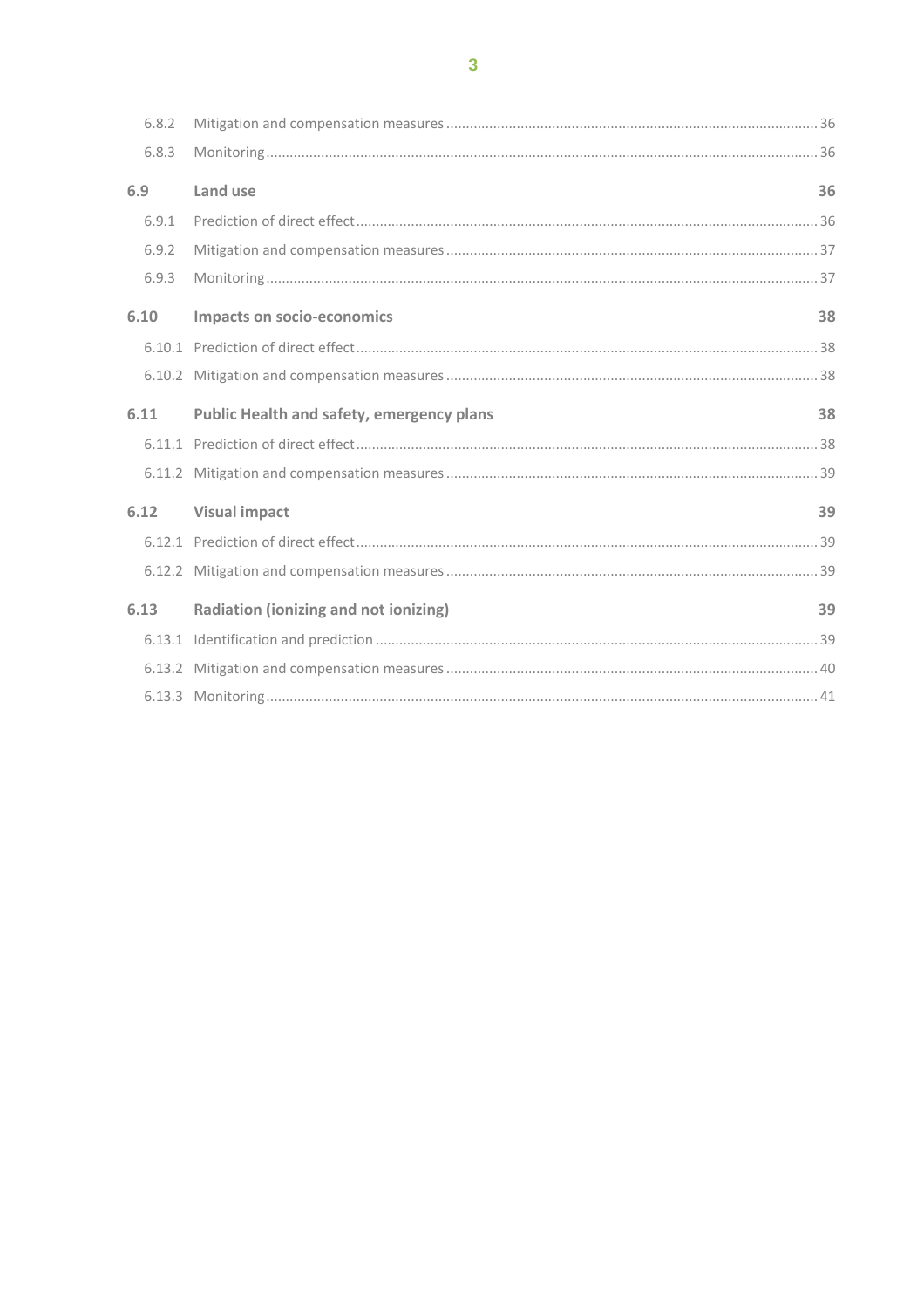6.8.2 Mitigation and compensation measures ... 36

6.8.3 Monitoring ... 36

**6.9 Land use 36**

6.9.1 Prediction of direct effect ... 36

6.9.2 Mitigation and compensation measures ... 37

6.9.3 Monitoring ... 37

**6.10 Impacts on socio-economics 38**

6.10.1 Prediction of direct effect ... 38

6.10.2 Mitigation and compensation measures ... 38

**6.11 Public Health and safety, emergency plans 38**

6.11.1 Prediction of direct effect ... 38

6.11.2 Mitigation and compensation measures ... 39

**6.12 Visual impact 39**

6.12.1 Prediction of direct effect ... 39

6.12.2 Mitigation and compensation measures ... 39

**6.13 Radiation (ionizing and not ionizing) 39**

6.13.1 Identification and prediction ... 39

6.13.2 Mitigation and compensation measures ... 40

6.13.3 Monitoring ... 41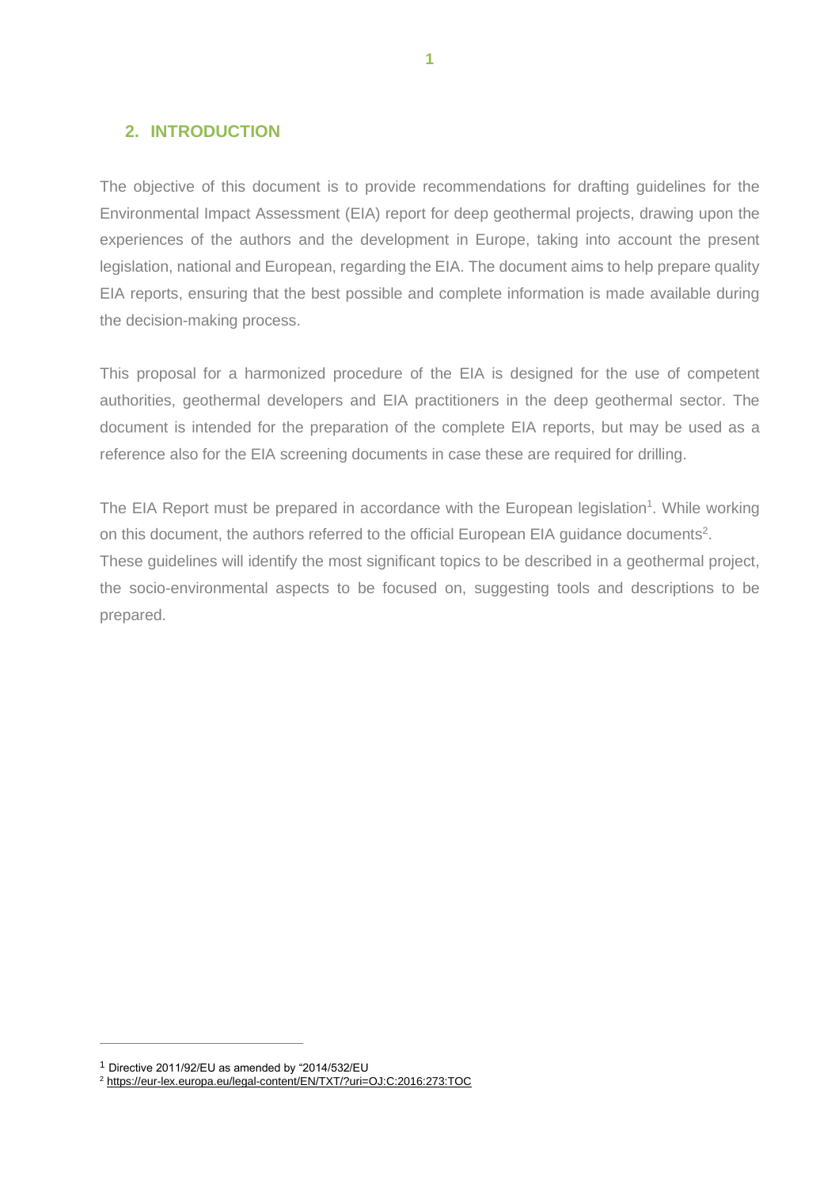## 2. INTRODUCTION

The objective of this document is to provide recommendations for drafting guidelines for the Environmental Impact Assessment (EIA) report for deep geothermal projects, drawing upon the experiences of the authors and the development in Europe, taking into account the present legislation, national and European, regarding the EIA. The document aims to help prepare quality EIA reports, ensuring that the best possible and complete information is made available during the decision-making process.

This proposal for a harmonized procedure of the EIA is designed for the use of competent authorities, geothermal developers and EIA practitioners in the deep geothermal sector. The document is intended for the preparation of the complete EIA reports, but may be used as a reference also for the EIA screening documents in case these are required for drilling.

The EIA Report must be prepared in accordance with the European legislation[1]. While working on this document, the authors referred to the official European EIA guidance documents[2]. These guidelines will identify the most significant topics to be described in a geothermal project, the socio-environmental aspects to be focused on, suggesting tools and descriptions to be prepared.

---

[1] Directive 2011/92/EU as amended by "2014/532/EU

[2] https://eur-lex.europa.eu/legal-content/EN/TXT/?uri=OJ:C:2016:273:TOC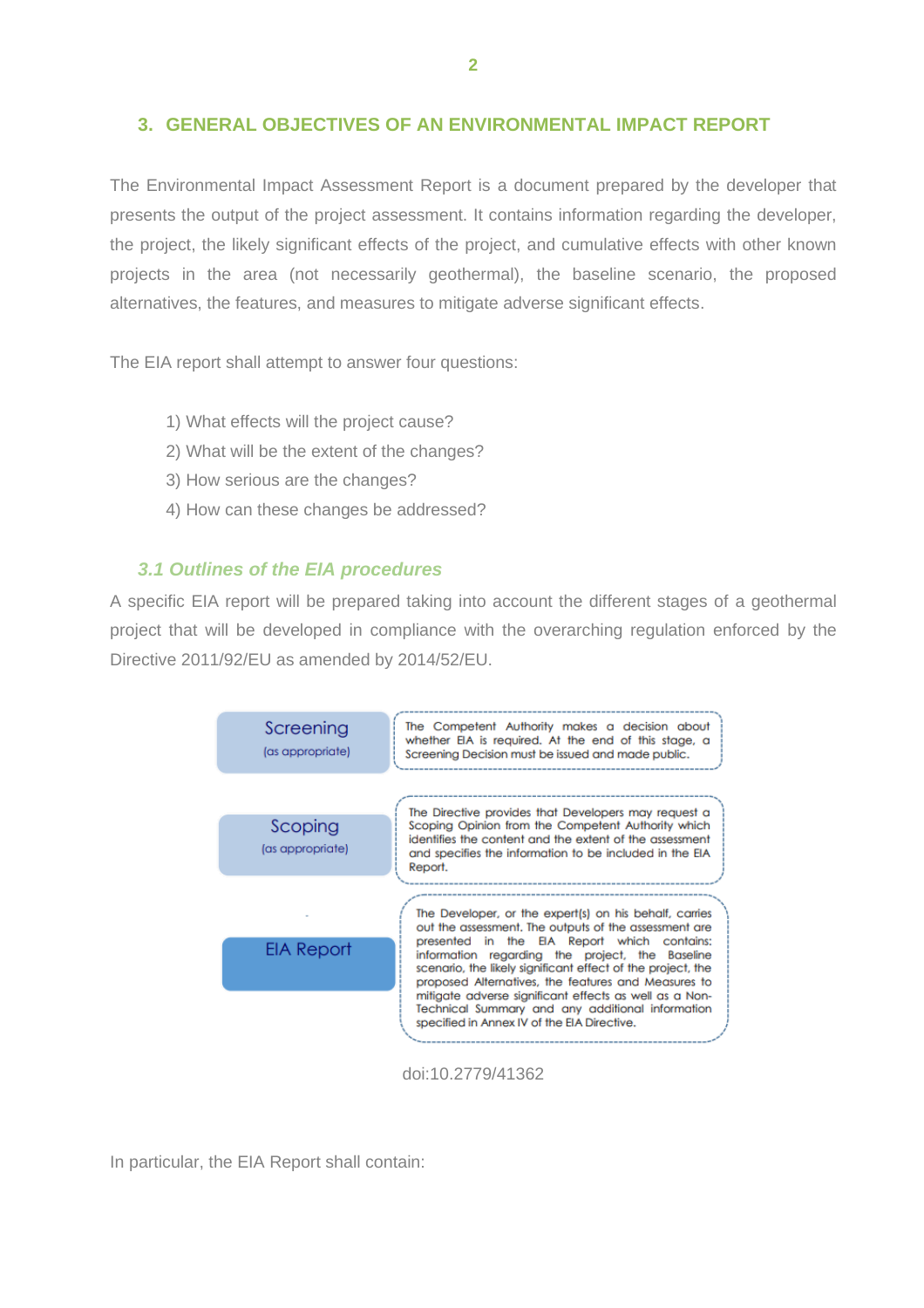## 3. GENERAL OBJECTIVES OF AN ENVIRONMENTAL IMPACT REPORT

The Environmental Impact Assessment Report is a document prepared by the developer that presents the output of the project assessment. It contains information regarding the developer, the project, the likely significant effects of the project, and cumulative effects with other known projects in the area (not necessarily geothermal), the baseline scenario, the proposed alternatives, the features, and measures to mitigate adverse significant effects.

The EIA report shall attempt to answer four questions:

1) What effects will the project cause?
2) What will be the extent of the changes?
3) How serious are the changes?
4) How can these changes be addressed?

### *3.1 Outlines of the EIA procedures*

A specific EIA report will be prepared taking into account the different stages of a geothermal project that will be developed in compliance with the overarching regulation enforced by the Directive 2011/92/EU as amended by 2014/52/EU.

| Stage | Description |
|---|---|
| Screening (as appropriate) | The Competent Authority makes a decision about whether EIA is required. At the end of this stage, a Screening Decision must be issued and made public. |
| Scoping (as appropriate) | The Directive provides that Developers may request a Scoping Opinion from the Competent Authority which identifies the content and the extent of the assessment and specifies the information to be included in the EIA Report. |
| EIA Report | The Developer, or the expert(s) on his behalf, carries out the assessment. The outputs of the assessment are presented in the EIA Report which contains: information regarding the project, the Baseline scenario, the likely significant effect of the project, the proposed Alternatives, the features and Measures to mitigate adverse significant effects as well as a Non-Technical Summary and any additional information specified in Annex IV of the EIA Directive. |

doi:10.2779/41362

In particular, the EIA Report shall contain: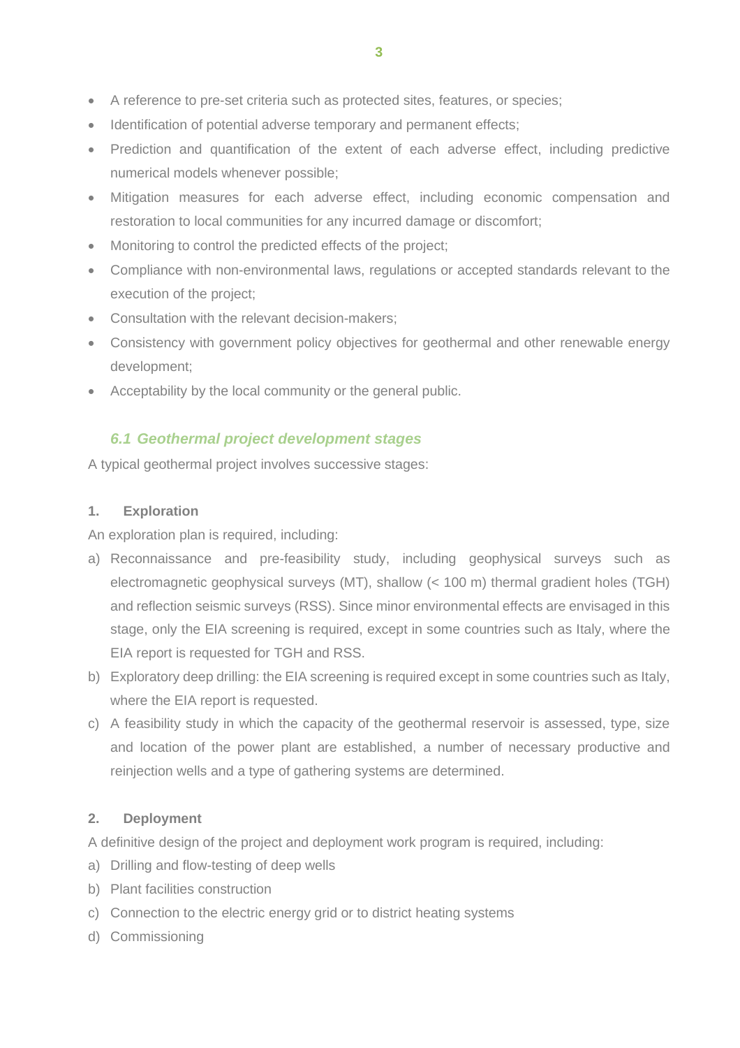- A reference to pre-set criteria such as protected sites, features, or species;
- Identification of potential adverse temporary and permanent effects;
- Prediction and quantification of the extent of each adverse effect, including predictive numerical models whenever possible;
- Mitigation measures for each adverse effect, including economic compensation and restoration to local communities for any incurred damage or discomfort;
- Monitoring to control the predicted effects of the project;
- Compliance with non-environmental laws, regulations or accepted standards relevant to the execution of the project;
- Consultation with the relevant decision-makers;
- Consistency with government policy objectives for geothermal and other renewable energy development;
- Acceptability by the local community or the general public.

### *6.1 Geothermal project development stages*

A typical geothermal project involves successive stages:

**1. Exploration**

An exploration plan is required, including:

a) Reconnaissance and pre-feasibility study, including geophysical surveys such as electromagnetic geophysical surveys (MT), shallow (< 100 m) thermal gradient holes (TGH) and reflection seismic surveys (RSS). Since minor environmental effects are envisaged in this stage, only the EIA screening is required, except in some countries such as Italy, where the EIA report is requested for TGH and RSS.

b) Exploratory deep drilling: the EIA screening is required except in some countries such as Italy, where the EIA report is requested.

c) A feasibility study in which the capacity of the geothermal reservoir is assessed, type, size and location of the power plant are established, a number of necessary productive and reinjection wells and a type of gathering systems are determined.

**2. Deployment**

A definitive design of the project and deployment work program is required, including:

a) Drilling and flow-testing of deep wells

b) Plant facilities construction

c) Connection to the electric energy grid or to district heating systems

d) Commissioning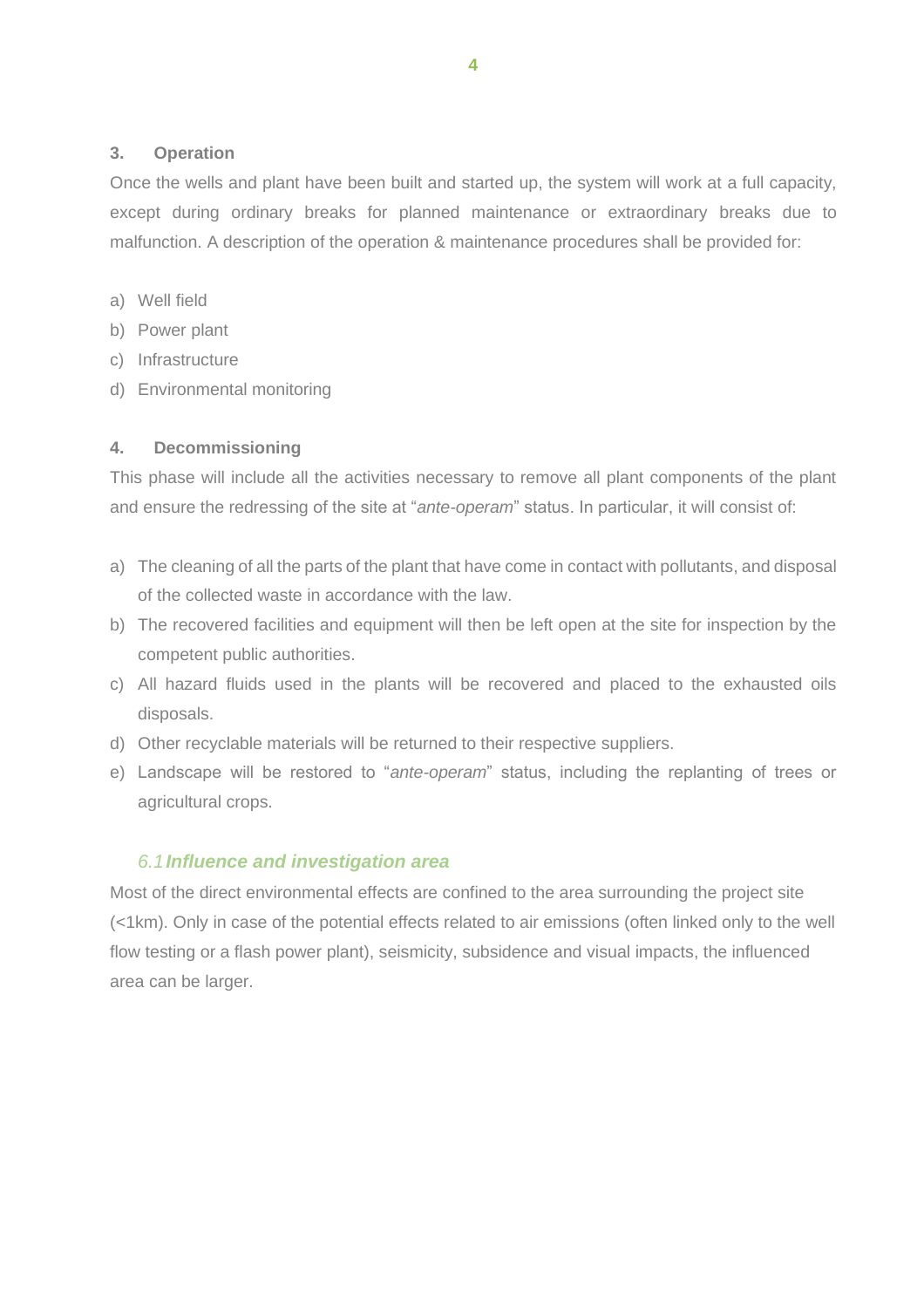**3. Operation**

Once the wells and plant have been built and started up, the system will work at a full capacity, except during ordinary breaks for planned maintenance or extraordinary breaks due to malfunction. A description of the operation & maintenance procedures shall be provided for:

a) Well field
b) Power plant
c) Infrastructure
d) Environmental monitoring

**4. Decommissioning**

This phase will include all the activities necessary to remove all plant components of the plant and ensure the redressing of the site at "*ante-operam*" status. In particular, it will consist of:

a) The cleaning of all the parts of the plant that have come in contact with pollutants, and disposal of the collected waste in accordance with the law.
b) The recovered facilities and equipment will then be left open at the site for inspection by the competent public authorities.
c) All hazard fluids used in the plants will be recovered and placed to the exhausted oils disposals.
d) Other recyclable materials will be returned to their respective suppliers.
e) Landscape will be restored to "*ante-operam*" status, including the replanting of trees or agricultural crops.

### *6.1 Influence and investigation area*

Most of the direct environmental effects are confined to the area surrounding the project site (<1km). Only in case of the potential effects related to air emissions (often linked only to the well flow testing or a flash power plant), seismicity, subsidence and visual impacts, the influenced area can be larger.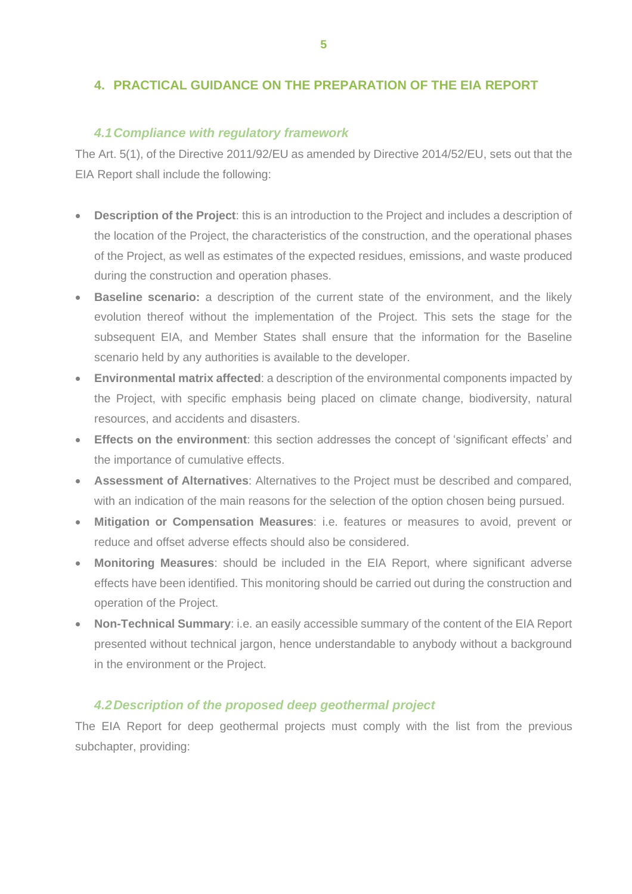## 4. PRACTICAL GUIDANCE ON THE PREPARATION OF THE EIA REPORT

### *4.1 Compliance with regulatory framework*

The Art. 5(1), of the Directive 2011/92/EU as amended by Directive 2014/52/EU, sets out that the EIA Report shall include the following:

- **Description of the Project**: this is an introduction to the Project and includes a description of the location of the Project, the characteristics of the construction, and the operational phases of the Project, as well as estimates of the expected residues, emissions, and waste produced during the construction and operation phases.
- **Baseline scenario:** a description of the current state of the environment, and the likely evolution thereof without the implementation of the Project. This sets the stage for the subsequent EIA, and Member States shall ensure that the information for the Baseline scenario held by any authorities is available to the developer.
- **Environmental matrix affected**: a description of the environmental components impacted by the Project, with specific emphasis being placed on climate change, biodiversity, natural resources, and accidents and disasters.
- **Effects on the environment**: this section addresses the concept of 'significant effects' and the importance of cumulative effects.
- **Assessment of Alternatives**: Alternatives to the Project must be described and compared, with an indication of the main reasons for the selection of the option chosen being pursued.
- **Mitigation or Compensation Measures**: i.e. features or measures to avoid, prevent or reduce and offset adverse effects should also be considered.
- **Monitoring Measures**: should be included in the EIA Report, where significant adverse effects have been identified. This monitoring should be carried out during the construction and operation of the Project.
- **Non-Technical Summary**: i.e. an easily accessible summary of the content of the EIA Report presented without technical jargon, hence understandable to anybody without a background in the environment or the Project.

### *4.2 Description of the proposed deep geothermal project*

The EIA Report for deep geothermal projects must comply with the list from the previous subchapter, providing: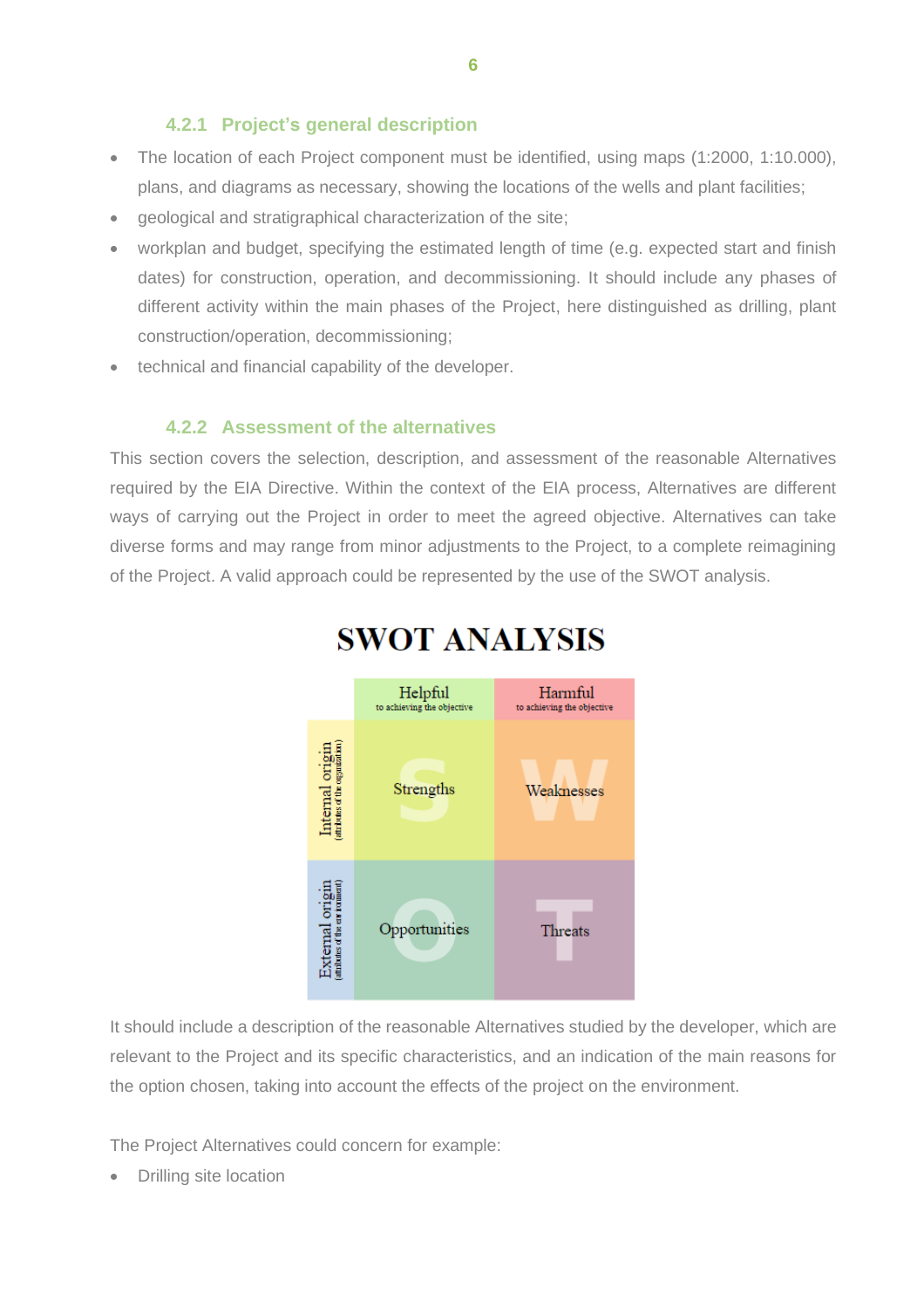#### 4.2.1 Project's general description

- The location of each Project component must be identified, using maps (1:2000, 1:10.000), plans, and diagrams as necessary, showing the locations of the wells and plant facilities;
- geological and stratigraphical characterization of the site;
- workplan and budget, specifying the estimated length of time (e.g. expected start and finish dates) for construction, operation, and decommissioning. It should include any phases of different activity within the main phases of the Project, here distinguished as drilling, plant construction/operation, decommissioning;
- technical and financial capability of the developer.

#### 4.2.2 Assessment of the alternatives

This section covers the selection, description, and assessment of the reasonable Alternatives required by the EIA Directive. Within the context of the EIA process, Alternatives are different ways of carrying out the Project in order to meet the agreed objective. Alternatives can take diverse forms and may range from minor adjustments to the Project, to a complete reimagining of the Project. A valid approach could be represented by the use of the SWOT analysis.

**SWOT ANALYSIS**

| | Helpful (to achieving the objective) | Harmful (to achieving the objective) |
|---|---|---|
| Internal origin (attributes of the organization) | Strengths | Weaknesses |
| External origin (attributes of the environment) | Opportunities | Threats |

It should include a description of the reasonable Alternatives studied by the developer, which are relevant to the Project and its specific characteristics, and an indication of the main reasons for the option chosen, taking into account the effects of the project on the environment.

The Project Alternatives could concern for example:

- Drilling site location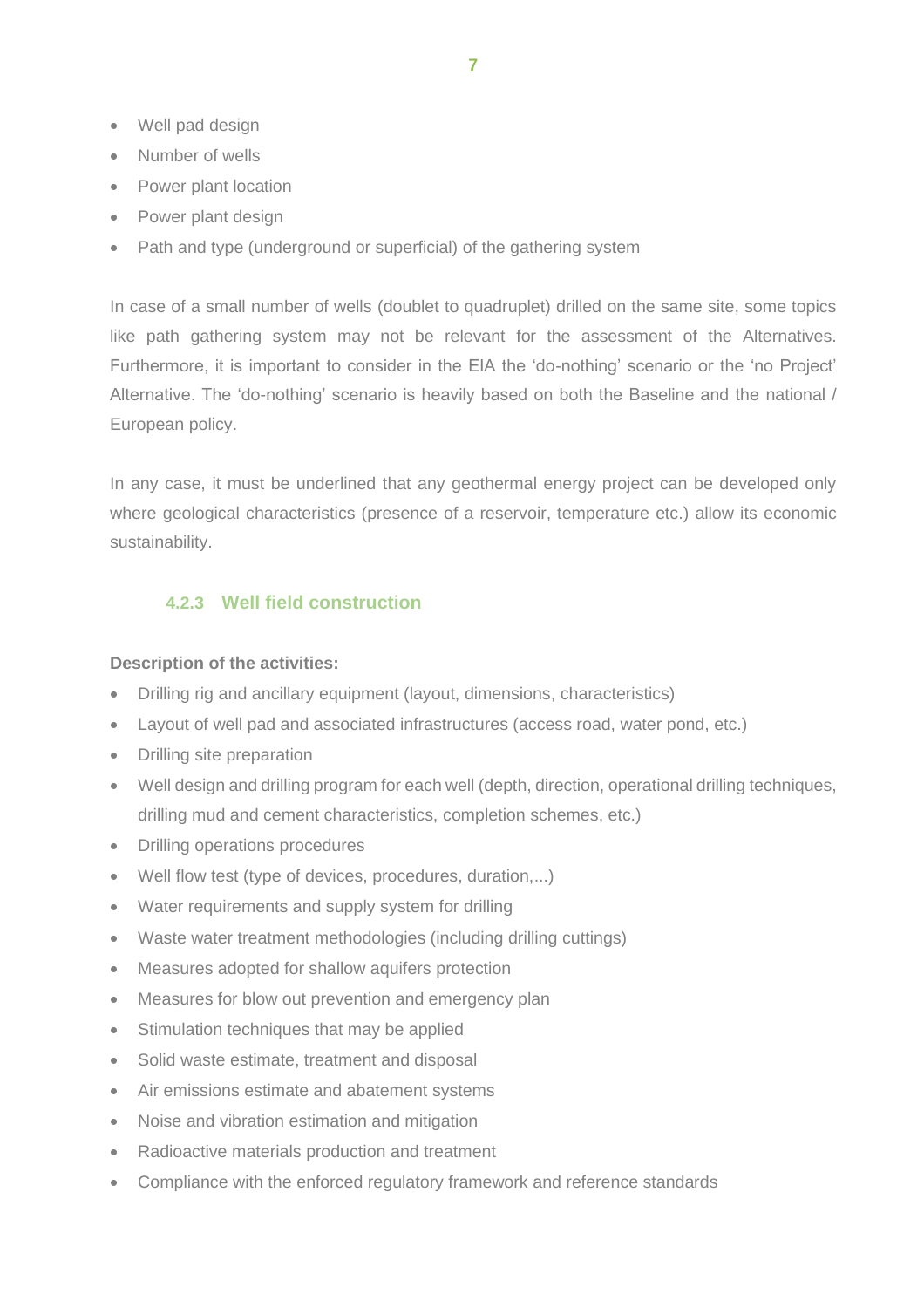- Well pad design
- Number of wells
- Power plant location
- Power plant design
- Path and type (underground or superficial) of the gathering system

In case of a small number of wells (doublet to quadruplet) drilled on the same site, some topics like path gathering system may not be relevant for the assessment of the Alternatives. Furthermore, it is important to consider in the EIA the 'do-nothing' scenario or the 'no Project' Alternative. The 'do-nothing' scenario is heavily based on both the Baseline and the national / European policy.

In any case, it must be underlined that any geothermal energy project can be developed only where geological characteristics (presence of a reservoir, temperature etc.) allow its economic sustainability.

### 4.2.3 Well field construction

**Description of the activities:**

- Drilling rig and ancillary equipment (layout, dimensions, characteristics)
- Layout of well pad and associated infrastructures (access road, water pond, etc.)
- Drilling site preparation
- Well design and drilling program for each well (depth, direction, operational drilling techniques, drilling mud and cement characteristics, completion schemes, etc.)
- Drilling operations procedures
- Well flow test (type of devices, procedures, duration,...)
- Water requirements and supply system for drilling
- Waste water treatment methodologies (including drilling cuttings)
- Measures adopted for shallow aquifers protection
- Measures for blow out prevention and emergency plan
- Stimulation techniques that may be applied
- Solid waste estimate, treatment and disposal
- Air emissions estimate and abatement systems
- Noise and vibration estimation and mitigation
- Radioactive materials production and treatment
- Compliance with the enforced regulatory framework and reference standards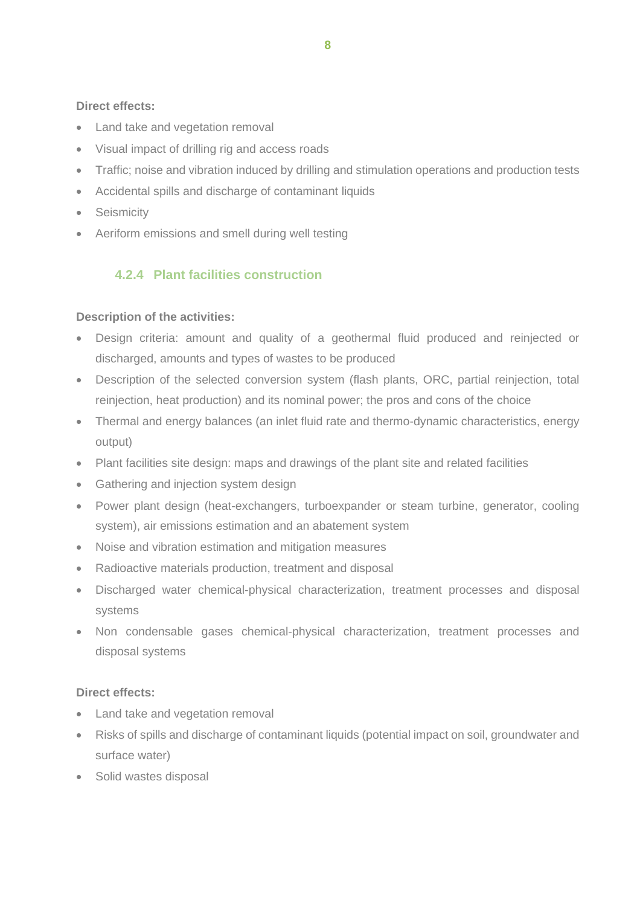**Direct effects:**

- Land take and vegetation removal
- Visual impact of drilling rig and access roads
- Traffic; noise and vibration induced by drilling and stimulation operations and production tests
- Accidental spills and discharge of contaminant liquids
- Seismicity
- Aeriform emissions and smell during well testing

### 4.2.4 Plant facilities construction

**Description of the activities:**

- Design criteria: amount and quality of a geothermal fluid produced and reinjected or discharged, amounts and types of wastes to be produced
- Description of the selected conversion system (flash plants, ORC, partial reinjection, total reinjection, heat production) and its nominal power; the pros and cons of the choice
- Thermal and energy balances (an inlet fluid rate and thermo-dynamic characteristics, energy output)
- Plant facilities site design: maps and drawings of the plant site and related facilities
- Gathering and injection system design
- Power plant design (heat-exchangers, turboexpander or steam turbine, generator, cooling system), air emissions estimation and an abatement system
- Noise and vibration estimation and mitigation measures
- Radioactive materials production, treatment and disposal
- Discharged water chemical-physical characterization, treatment processes and disposal systems
- Non condensable gases chemical-physical characterization, treatment processes and disposal systems

**Direct effects:**

- Land take and vegetation removal
- Risks of spills and discharge of contaminant liquids (potential impact on soil, groundwater and surface water)
- Solid wastes disposal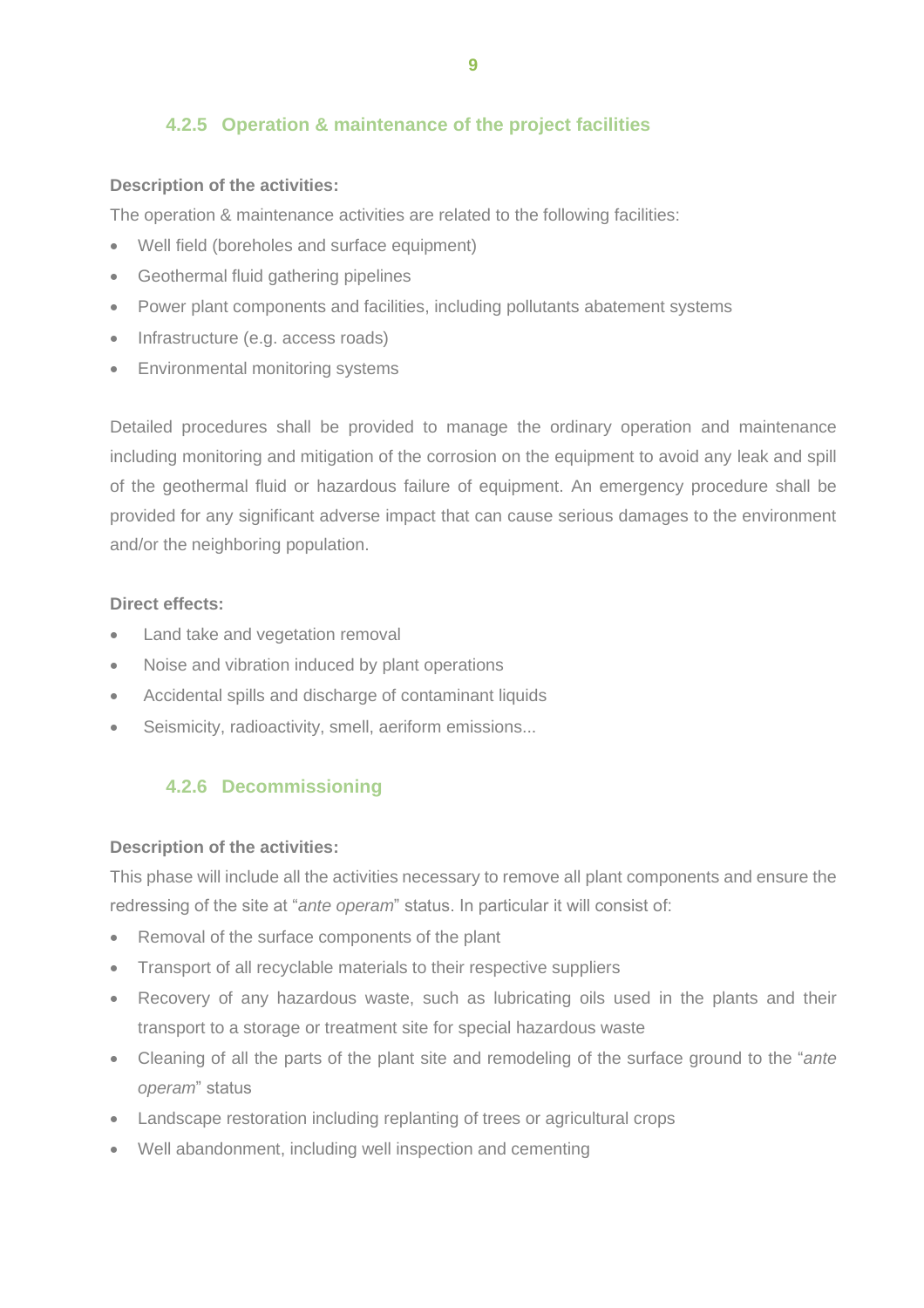### 4.2.5 Operation & maintenance of the project facilities

**Description of the activities:**

The operation & maintenance activities are related to the following facilities:

- Well field (boreholes and surface equipment)
- Geothermal fluid gathering pipelines
- Power plant components and facilities, including pollutants abatement systems
- Infrastructure (e.g. access roads)
- Environmental monitoring systems

Detailed procedures shall be provided to manage the ordinary operation and maintenance including monitoring and mitigation of the corrosion on the equipment to avoid any leak and spill of the geothermal fluid or hazardous failure of equipment. An emergency procedure shall be provided for any significant adverse impact that can cause serious damages to the environment and/or the neighboring population.

**Direct effects:**

- Land take and vegetation removal
- Noise and vibration induced by plant operations
- Accidental spills and discharge of contaminant liquids
- Seismicity, radioactivity, smell, aeriform emissions...

### 4.2.6 Decommissioning

**Description of the activities:**

This phase will include all the activities necessary to remove all plant components and ensure the redressing of the site at "*ante operam*" status. In particular it will consist of:

- Removal of the surface components of the plant
- Transport of all recyclable materials to their respective suppliers
- Recovery of any hazardous waste, such as lubricating oils used in the plants and their transport to a storage or treatment site for special hazardous waste
- Cleaning of all the parts of the plant site and remodeling of the surface ground to the "*ante operam*" status
- Landscape restoration including replanting of trees or agricultural crops
- Well abandonment, including well inspection and cementing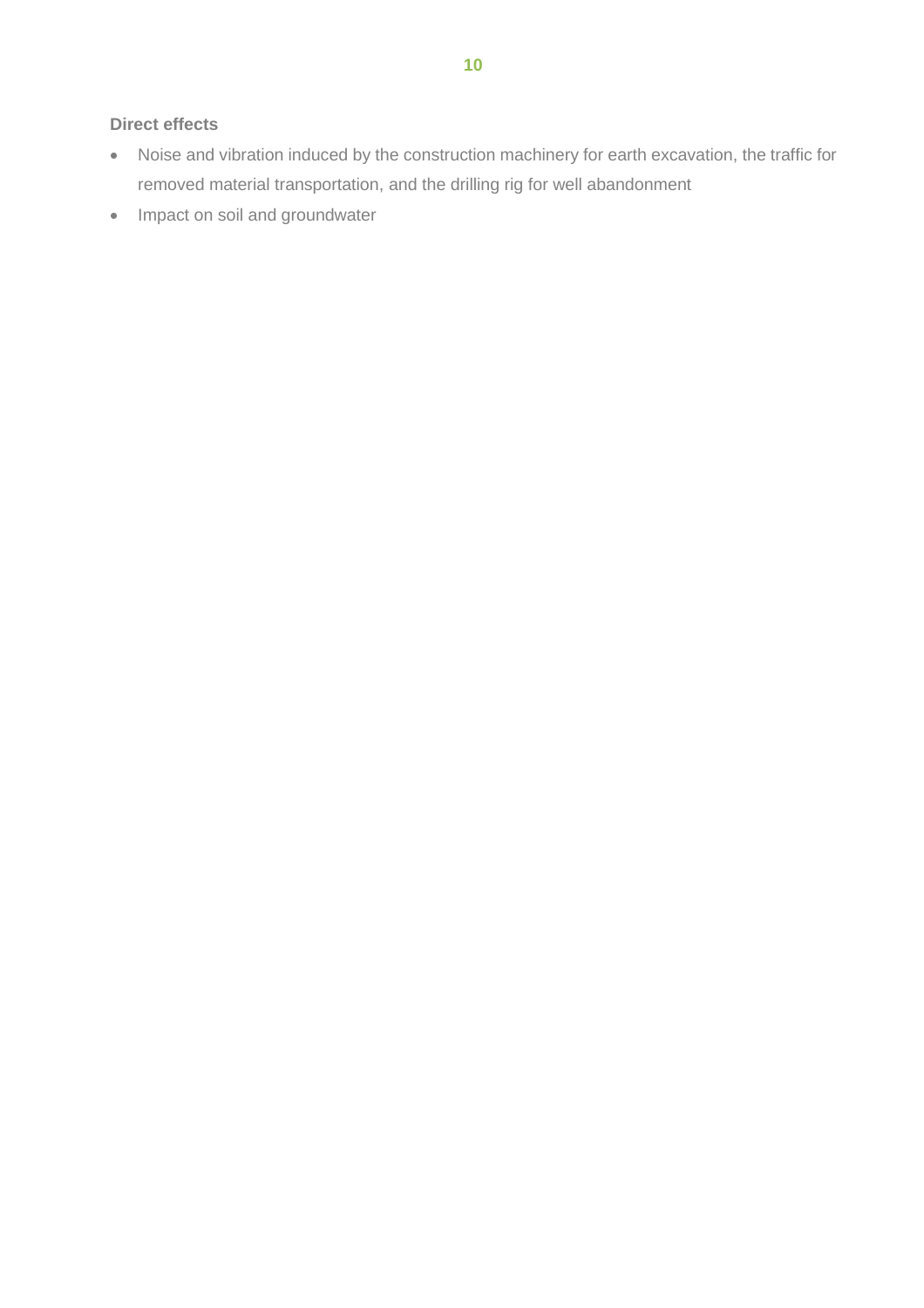**Direct effects**

- Noise and vibration induced by the construction machinery for earth excavation, the traffic for removed material transportation, and the drilling rig for well abandonment
- Impact on soil and groundwater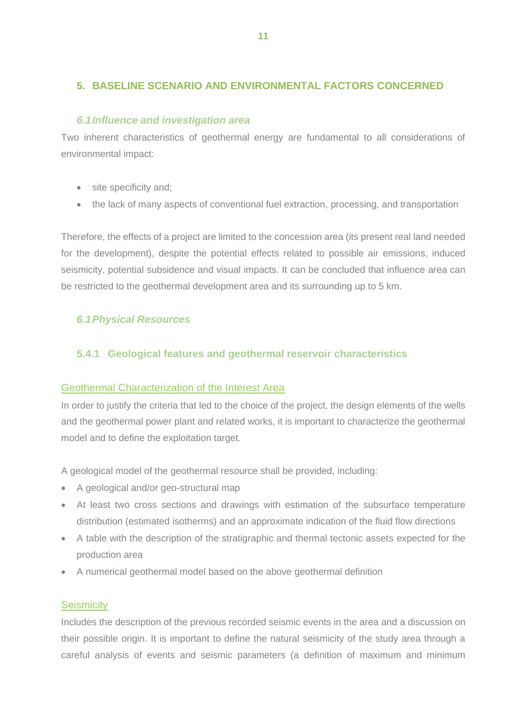## 5. BASELINE SCENARIO AND ENVIRONMENTAL FACTORS CONCERNED

### *6.1 Influence and investigation area*

Two inherent characteristics of geothermal energy are fundamental to all considerations of environmental impact:

- site specificity and;
- the lack of many aspects of conventional fuel extraction, processing, and transportation

Therefore, the effects of a project are limited to the concession area (its present real land needed for the development), despite the potential effects related to possible air emissions, induced seismicity, potential subsidence and visual impacts. It can be concluded that influence area can be restricted to the geothermal development area and its surrounding up to 5 km.

### *6.1 Physical Resources*

#### 5.4.1 Geological features and geothermal reservoir characteristics

Geothermal Characterization of the Interest Area

In order to justify the criteria that led to the choice of the project, the design elements of the wells and the geothermal power plant and related works, it is important to characterize the geothermal model and to define the exploitation target.

A geological model of the geothermal resource shall be provided, including:

- A geological and/or geo-structural map
- At least two cross sections and drawings with estimation of the subsurface temperature distribution (estimated isotherms) and an approximate indication of the fluid flow directions
- A table with the description of the stratigraphic and thermal tectonic assets expected for the production area
- A numerical geothermal model based on the above geothermal definition

Seismicity

Includes the description of the previous recorded seismic events in the area and a discussion on their possible origin. It is important to define the natural seismicity of the study area through a careful analysis of events and seismic parameters (a definition of maximum and minimum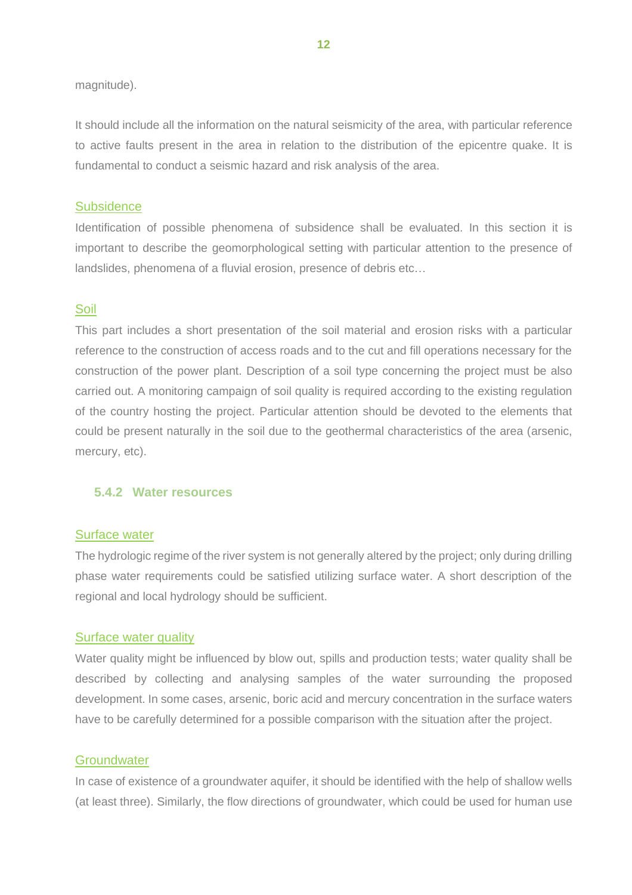magnitude).

It should include all the information on the natural seismicity of the area, with particular reference to active faults present in the area in relation to the distribution of the epicentre quake. It is fundamental to conduct a seismic hazard and risk analysis of the area.

Subsidence

Identification of possible phenomena of subsidence shall be evaluated. In this section it is important to describe the geomorphological setting with particular attention to the presence of landslides, phenomena of a fluvial erosion, presence of debris etc…

Soil

This part includes a short presentation of the soil material and erosion risks with a particular reference to the construction of access roads and to the cut and fill operations necessary for the construction of the power plant. Description of a soil type concerning the project must be also carried out. A monitoring campaign of soil quality is required according to the existing regulation of the country hosting the project. Particular attention should be devoted to the elements that could be present naturally in the soil due to the geothermal characteristics of the area (arsenic, mercury, etc).

### 5.4.2 Water resources

Surface water

The hydrologic regime of the river system is not generally altered by the project; only during drilling phase water requirements could be satisfied utilizing surface water. A short description of the regional and local hydrology should be sufficient.

Surface water quality

Water quality might be influenced by blow out, spills and production tests; water quality shall be described by collecting and analysing samples of the water surrounding the proposed development. In some cases, arsenic, boric acid and mercury concentration in the surface waters have to be carefully determined for a possible comparison with the situation after the project.

Groundwater

In case of existence of a groundwater aquifer, it should be identified with the help of shallow wells (at least three). Similarly, the flow directions of groundwater, which could be used for human use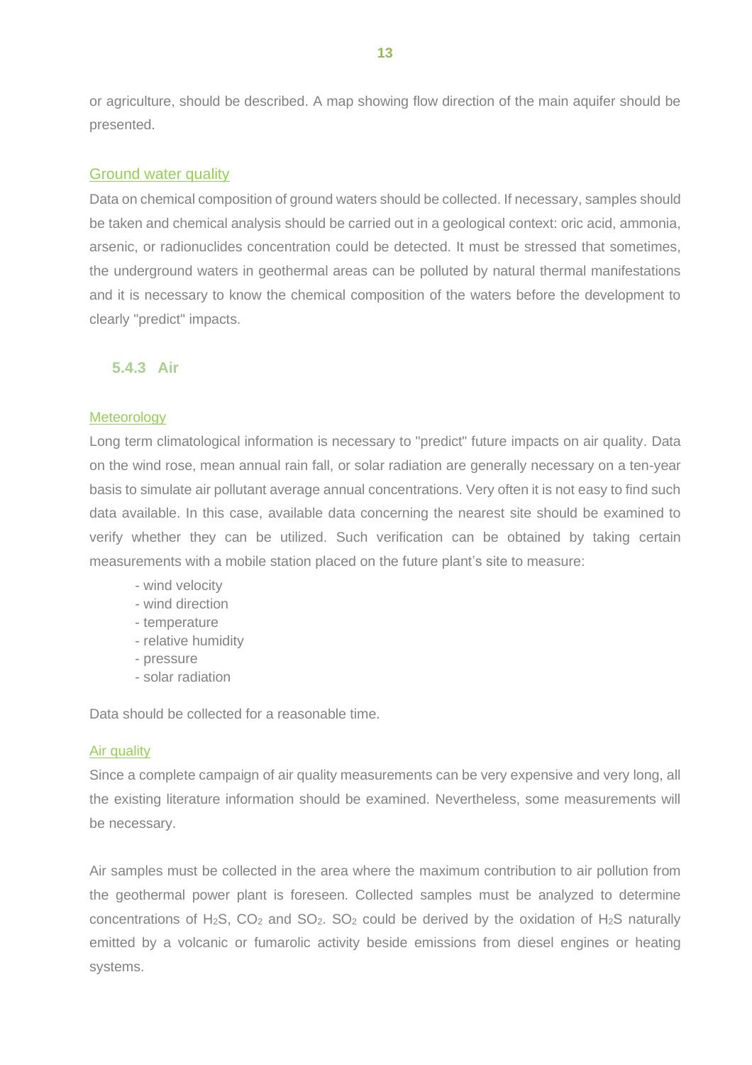or agriculture, should be described. A map showing flow direction of the main aquifer should be presented.

#### Ground water quality

Data on chemical composition of ground waters should be collected. If necessary, samples should be taken and chemical analysis should be carried out in a geological context: oric acid, ammonia, arsenic, or radionuclides concentration could be detected. It must be stressed that sometimes, the underground waters in geothermal areas can be polluted by natural thermal manifestations and it is necessary to know the chemical composition of the waters before the development to clearly "predict" impacts.

### 5.4.3 Air

#### Meteorology

Long term climatological information is necessary to "predict" future impacts on air quality. Data on the wind rose, mean annual rain fall, or solar radiation are generally necessary on a ten-year basis to simulate air pollutant average annual concentrations. Very often it is not easy to find such data available. In this case, available data concerning the nearest site should be examined to verify whether they can be utilized. Such verification can be obtained by taking certain measurements with a mobile station placed on the future plant's site to measure:

- wind velocity
- wind direction
- temperature
- relative humidity
- pressure
- solar radiation

Data should be collected for a reasonable time.

#### Air quality

Since a complete campaign of air quality measurements can be very expensive and very long, all the existing literature information should be examined. Nevertheless, some measurements will be necessary.

Air samples must be collected in the area where the maximum contribution to air pollution from the geothermal power plant is foreseen. Collected samples must be analyzed to determine concentrations of $H_2S$, $CO_2$ and $SO_2$. $SO_2$ could be derived by the oxidation of $H_2S$ naturally emitted by a volcanic or fumarolic activity beside emissions from diesel engines or heating systems.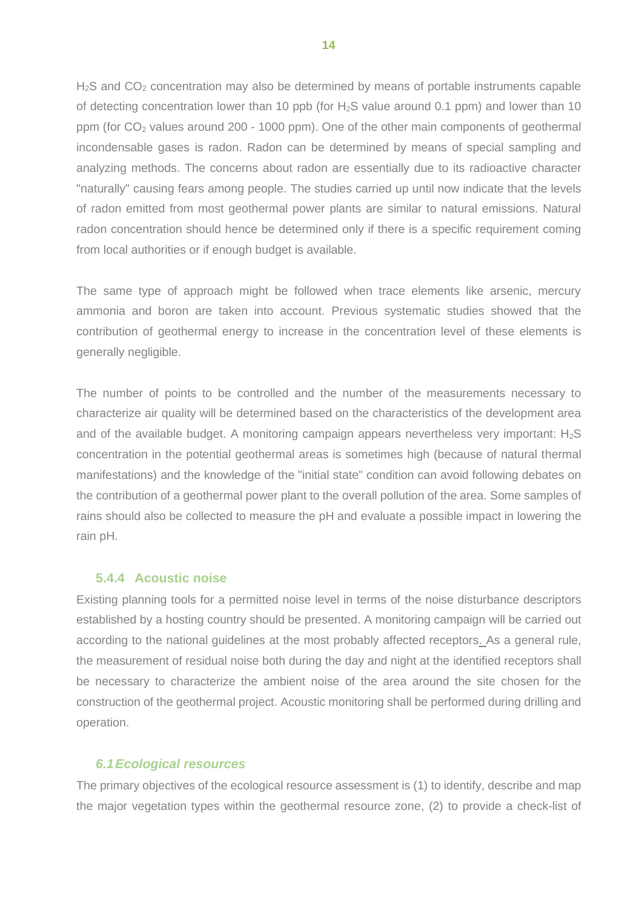$H_2S$ and $CO_2$ concentration may also be determined by means of portable instruments capable of detecting concentration lower than 10 ppb (for $H_2S$ value around 0.1 ppm) and lower than 10 ppm (for $CO_2$ values around 200 - 1000 ppm). One of the other main components of geothermal incondensable gases is radon. Radon can be determined by means of special sampling and analyzing methods. The concerns about radon are essentially due to its radioactive character "naturally" causing fears among people. The studies carried up until now indicate that the levels of radon emitted from most geothermal power plants are similar to natural emissions. Natural radon concentration should hence be determined only if there is a specific requirement coming from local authorities or if enough budget is available.

The same type of approach might be followed when trace elements like arsenic, mercury ammonia and boron are taken into account. Previous systematic studies showed that the contribution of geothermal energy to increase in the concentration level of these elements is generally negligible.

The number of points to be controlled and the number of the measurements necessary to characterize air quality will be determined based on the characteristics of the development area and of the available budget. A monitoring campaign appears nevertheless very important: $H_2S$ concentration in the potential geothermal areas is sometimes high (because of natural thermal manifestations) and the knowledge of the "initial state" condition can avoid following debates on the contribution of a geothermal power plant to the overall pollution of the area. Some samples of rains should also be collected to measure the pH and evaluate a possible impact in lowering the rain pH.

#### 5.4.4 Acoustic noise

Existing planning tools for a permitted noise level in terms of the noise disturbance descriptors established by a hosting country should be presented. A monitoring campaign will be carried out according to the national guidelines at the most probably affected receptors. As a general rule, the measurement of residual noise both during the day and night at the identified receptors shall be necessary to characterize the ambient noise of the area around the site chosen for the construction of the geothermal project. Acoustic monitoring shall be performed during drilling and operation.

### *6.1 Ecological resources*

The primary objectives of the ecological resource assessment is (1) to identify, describe and map the major vegetation types within the geothermal resource zone, (2) to provide a check-list of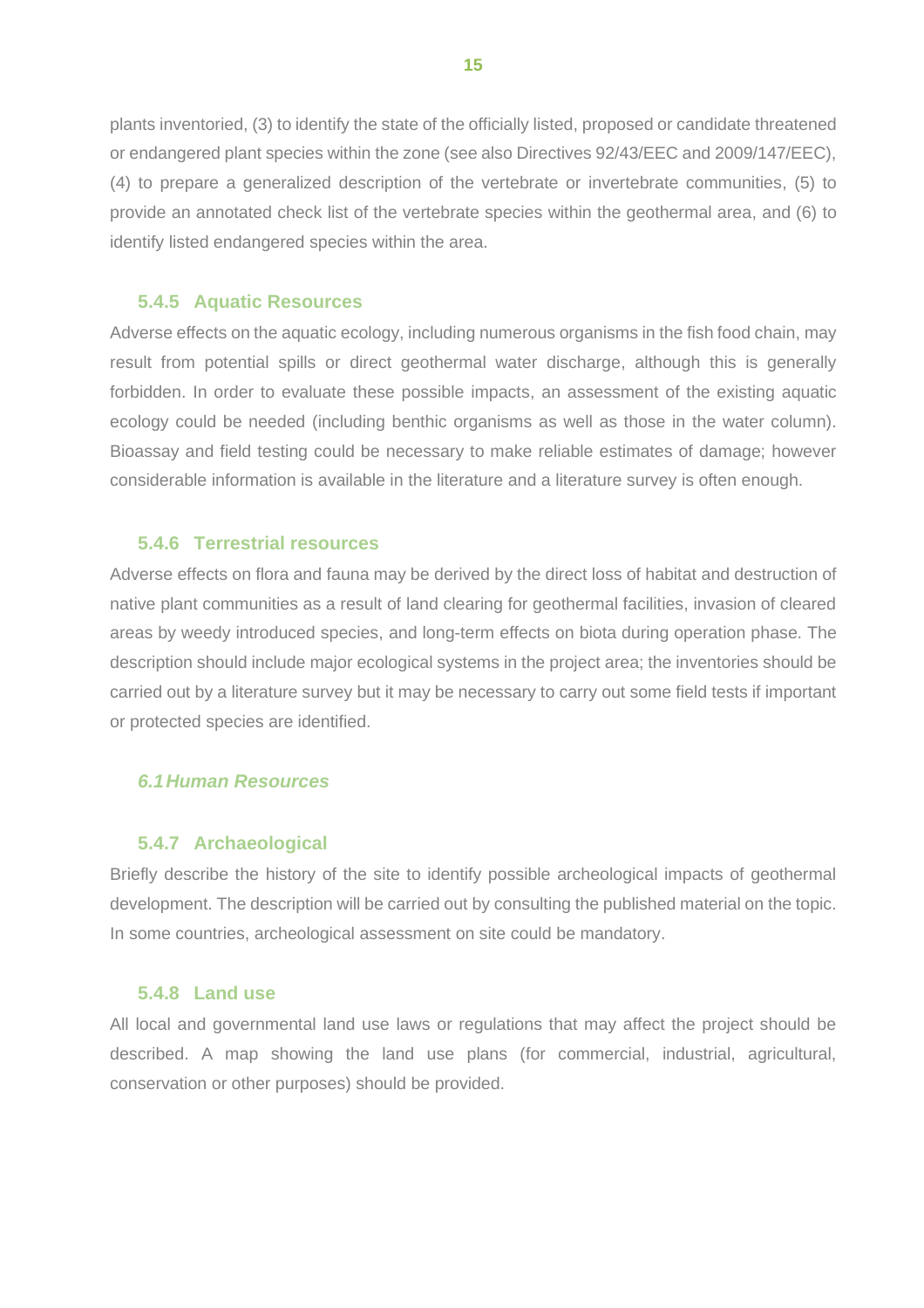plants inventoried, (3) to identify the state of the officially listed, proposed or candidate threatened or endangered plant species within the zone (see also Directives 92/43/EEC and 2009/147/EEC), (4) to prepare a generalized description of the vertebrate or invertebrate communities, (5) to provide an annotated check list of the vertebrate species within the geothermal area, and (6) to identify listed endangered species within the area.

### 5.4.5 Aquatic Resources

Adverse effects on the aquatic ecology, including numerous organisms in the fish food chain, may result from potential spills or direct geothermal water discharge, although this is generally forbidden. In order to evaluate these possible impacts, an assessment of the existing aquatic ecology could be needed (including benthic organisms as well as those in the water column). Bioassay and field testing could be necessary to make reliable estimates of damage; however considerable information is available in the literature and a literature survey is often enough.

### 5.4.6 Terrestrial resources

Adverse effects on flora and fauna may be derived by the direct loss of habitat and destruction of native plant communities as a result of land clearing for geothermal facilities, invasion of cleared areas by weedy introduced species, and long-term effects on biota during operation phase. The description should include major ecological systems in the project area; the inventories should be carried out by a literature survey but it may be necessary to carry out some field tests if important or protected species are identified.

## *6.1 Human Resources*

### 5.4.7 Archaeological

Briefly describe the history of the site to identify possible archeological impacts of geothermal development. The description will be carried out by consulting the published material on the topic. In some countries, archeological assessment on site could be mandatory.

### 5.4.8 Land use

All local and governmental land use laws or regulations that may affect the project should be described. A map showing the land use plans (for commercial, industrial, agricultural, conservation or other purposes) should be provided.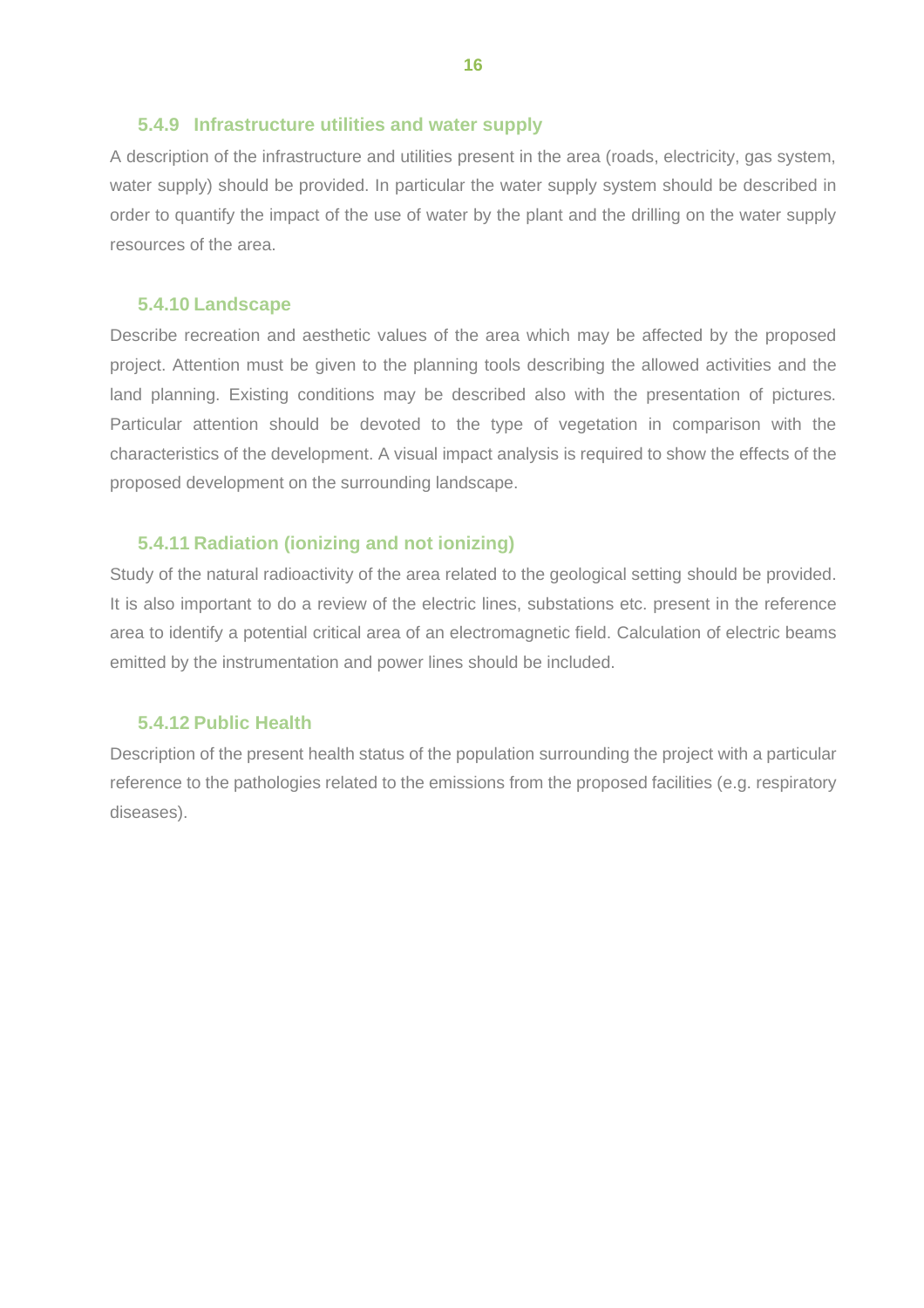### 5.4.9 Infrastructure utilities and water supply

A description of the infrastructure and utilities present in the area (roads, electricity, gas system, water supply) should be provided. In particular the water supply system should be described in order to quantify the impact of the use of water by the plant and the drilling on the water supply resources of the area.

### 5.4.10 Landscape

Describe recreation and aesthetic values of the area which may be affected by the proposed project. Attention must be given to the planning tools describing the allowed activities and the land planning. Existing conditions may be described also with the presentation of pictures. Particular attention should be devoted to the type of vegetation in comparison with the characteristics of the development. A visual impact analysis is required to show the effects of the proposed development on the surrounding landscape.

### 5.4.11 Radiation (ionizing and not ionizing)

Study of the natural radioactivity of the area related to the geological setting should be provided. It is also important to do a review of the electric lines, substations etc. present in the reference area to identify a potential critical area of an electromagnetic field. Calculation of electric beams emitted by the instrumentation and power lines should be included.

### 5.4.12 Public Health

Description of the present health status of the population surrounding the project with a particular reference to the pathologies related to the emissions from the proposed facilities (e.g. respiratory diseases).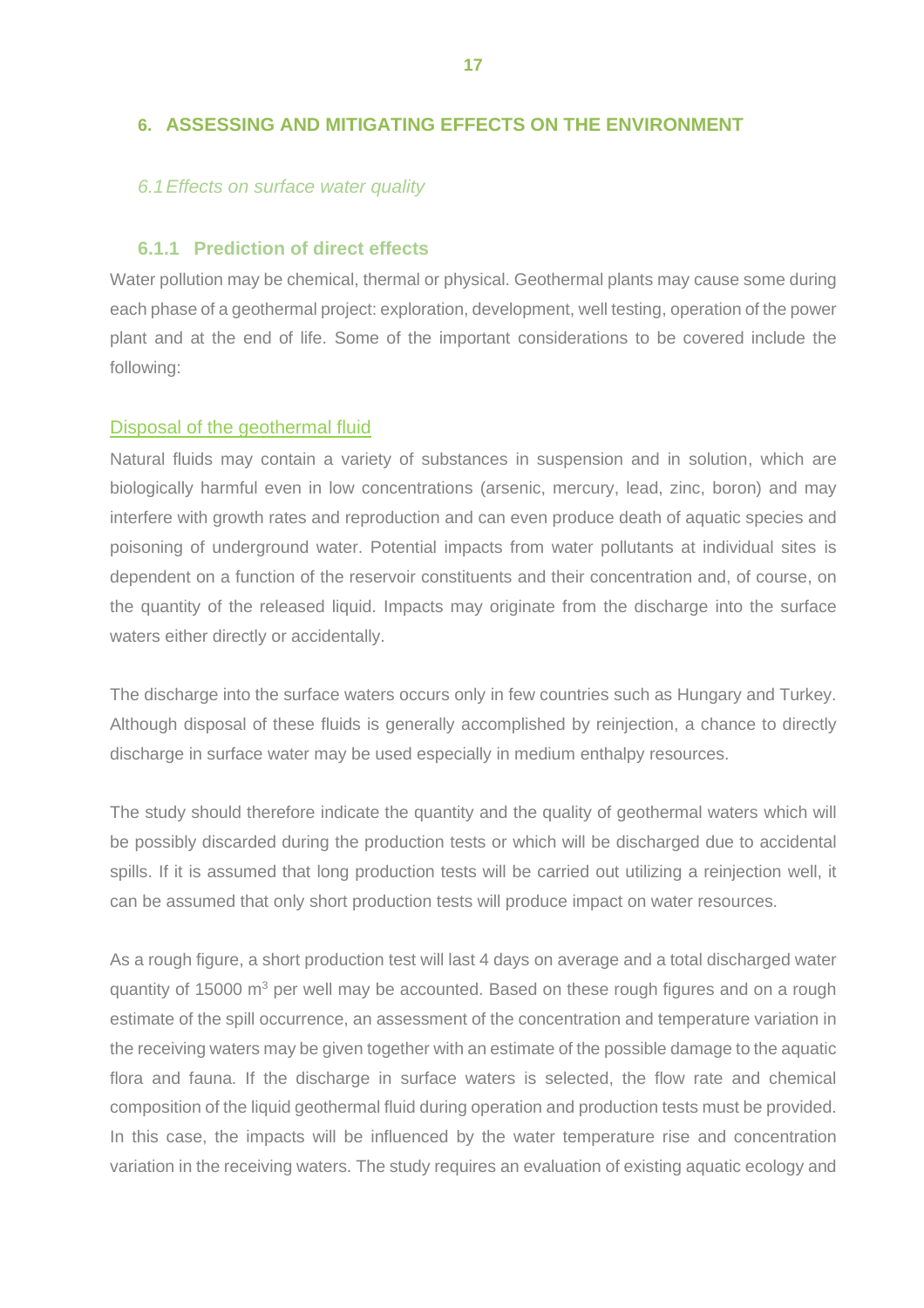## 6. ASSESSING AND MITIGATING EFFECTS ON THE ENVIRONMENT

### *6.1 Effects on surface water quality*

#### 6.1.1 Prediction of direct effects

Water pollution may be chemical, thermal or physical. Geothermal plants may cause some during each phase of a geothermal project: exploration, development, well testing, operation of the power plant and at the end of life. Some of the important considerations to be covered include the following:

Disposal of the geothermal fluid

Natural fluids may contain a variety of substances in suspension and in solution, which are biologically harmful even in low concentrations (arsenic, mercury, lead, zinc, boron) and may interfere with growth rates and reproduction and can even produce death of aquatic species and poisoning of underground water. Potential impacts from water pollutants at individual sites is dependent on a function of the reservoir constituents and their concentration and, of course, on the quantity of the released liquid. Impacts may originate from the discharge into the surface waters either directly or accidentally.

The discharge into the surface waters occurs only in few countries such as Hungary and Turkey. Although disposal of these fluids is generally accomplished by reinjection, a chance to directly discharge in surface water may be used especially in medium enthalpy resources.

The study should therefore indicate the quantity and the quality of geothermal waters which will be possibly discarded during the production tests or which will be discharged due to accidental spills. If it is assumed that long production tests will be carried out utilizing a reinjection well, it can be assumed that only short production tests will produce impact on water resources.

As a rough figure, a short production test will last 4 days on average and a total discharged water quantity of 15000 $m^3$ per well may be accounted. Based on these rough figures and on a rough estimate of the spill occurrence, an assessment of the concentration and temperature variation in the receiving waters may be given together with an estimate of the possible damage to the aquatic flora and fauna. If the discharge in surface waters is selected, the flow rate and chemical composition of the liquid geothermal fluid during operation and production tests must be provided. In this case, the impacts will be influenced by the water temperature rise and concentration variation in the receiving waters. The study requires an evaluation of existing aquatic ecology and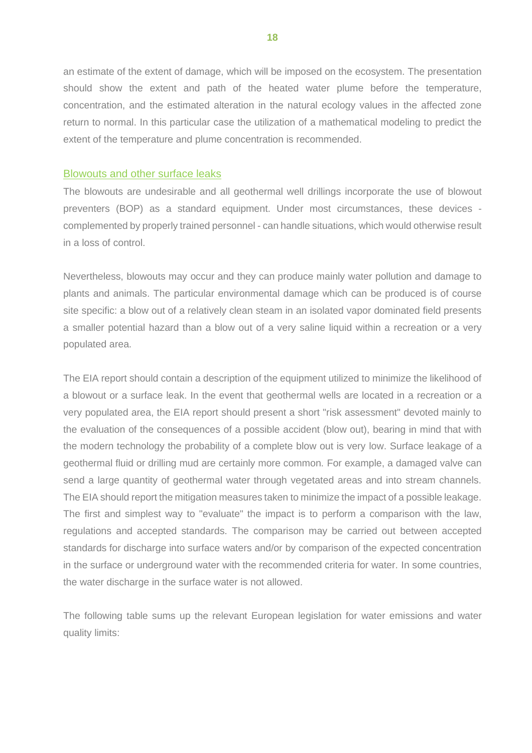an estimate of the extent of damage, which will be imposed on the ecosystem. The presentation should show the extent and path of the heated water plume before the temperature, concentration, and the estimated alteration in the natural ecology values in the affected zone return to normal. In this particular case the utilization of a mathematical modeling to predict the extent of the temperature and plume concentration is recommended.

### Blowouts and other surface leaks

The blowouts are undesirable and all geothermal well drillings incorporate the use of blowout preventers (BOP) as a standard equipment. Under most circumstances, these devices - complemented by properly trained personnel - can handle situations, which would otherwise result in a loss of control.

Nevertheless, blowouts may occur and they can produce mainly water pollution and damage to plants and animals. The particular environmental damage which can be produced is of course site specific: a blow out of a relatively clean steam in an isolated vapor dominated field presents a smaller potential hazard than a blow out of a very saline liquid within a recreation or a very populated area.

The EIA report should contain a description of the equipment utilized to minimize the likelihood of a blowout or a surface leak. In the event that geothermal wells are located in a recreation or a very populated area, the EIA report should present a short "risk assessment" devoted mainly to the evaluation of the consequences of a possible accident (blow out), bearing in mind that with the modern technology the probability of a complete blow out is very low. Surface leakage of a geothermal fluid or drilling mud are certainly more common. For example, a damaged valve can send a large quantity of geothermal water through vegetated areas and into stream channels. The EIA should report the mitigation measures taken to minimize the impact of a possible leakage. The first and simplest way to "evaluate" the impact is to perform a comparison with the law, regulations and accepted standards. The comparison may be carried out between accepted standards for discharge into surface waters and/or by comparison of the expected concentration in the surface or underground water with the recommended criteria for water. In some countries, the water discharge in the surface water is not allowed.

The following table sums up the relevant European legislation for water emissions and water quality limits: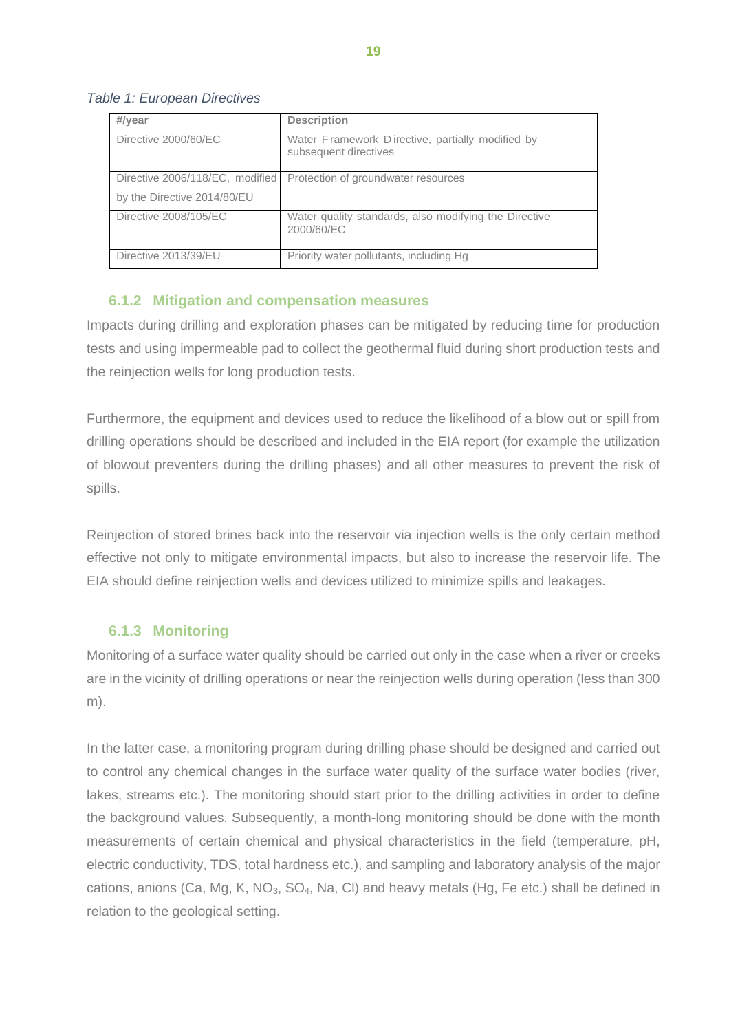*Table 1: European Directives*

| #/year | Description |
|---|---|
| Directive 2000/60/EC | Water Framework Directive, partially modified by subsequent directives |
| Directive 2006/118/EC, modified by the Directive 2014/80/EU | Protection of groundwater resources |
| Directive 2008/105/EC | Water quality standards, also modifying the Directive 2000/60/EC |
| Directive 2013/39/EU | Priority water pollutants, including Hg |

### 6.1.2 Mitigation and compensation measures

Impacts during drilling and exploration phases can be mitigated by reducing time for production tests and using impermeable pad to collect the geothermal fluid during short production tests and the reinjection wells for long production tests.

Furthermore, the equipment and devices used to reduce the likelihood of a blow out or spill from drilling operations should be described and included in the EIA report (for example the utilization of blowout preventers during the drilling phases) and all other measures to prevent the risk of spills.

Reinjection of stored brines back into the reservoir via injection wells is the only certain method effective not only to mitigate environmental impacts, but also to increase the reservoir life. The EIA should define reinjection wells and devices utilized to minimize spills and leakages.

### 6.1.3 Monitoring

Monitoring of a surface water quality should be carried out only in the case when a river or creeks are in the vicinity of drilling operations or near the reinjection wells during operation (less than 300 m).

In the latter case, a monitoring program during drilling phase should be designed and carried out to control any chemical changes in the surface water quality of the surface water bodies (river, lakes, streams etc.). The monitoring should start prior to the drilling activities in order to define the background values. Subsequently, a month-long monitoring should be done with the month measurements of certain chemical and physical characteristics in the field (temperature, pH, electric conductivity, TDS, total hardness etc.), and sampling and laboratory analysis of the major cations, anions (Ca, Mg, K, $NO_3$, $SO_4$, Na, Cl) and heavy metals (Hg, Fe etc.) shall be defined in relation to the geological setting.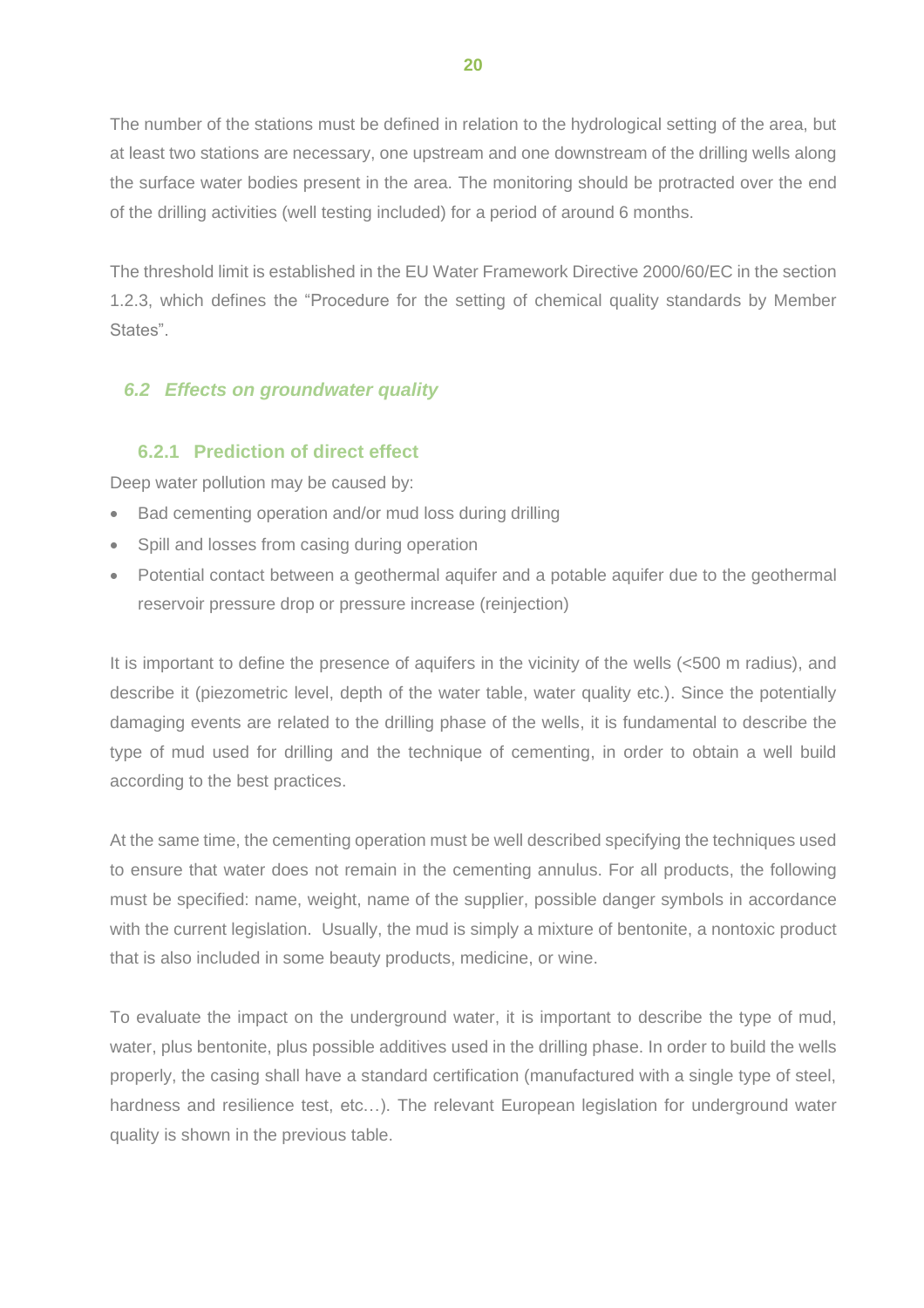The number of the stations must be defined in relation to the hydrological setting of the area, but at least two stations are necessary, one upstream and one downstream of the drilling wells along the surface water bodies present in the area. The monitoring should be protracted over the end of the drilling activities (well testing included) for a period of around 6 months.

The threshold limit is established in the EU Water Framework Directive 2000/60/EC in the section 1.2.3, which defines the "Procedure for the setting of chemical quality standards by Member States".

## *6.2 Effects on groundwater quality*

### 6.2.1 Prediction of direct effect

Deep water pollution may be caused by:

- Bad cementing operation and/or mud loss during drilling
- Spill and losses from casing during operation
- Potential contact between a geothermal aquifer and a potable aquifer due to the geothermal reservoir pressure drop or pressure increase (reinjection)

It is important to define the presence of aquifers in the vicinity of the wells (<500 m radius), and describe it (piezometric level, depth of the water table, water quality etc.). Since the potentially damaging events are related to the drilling phase of the wells, it is fundamental to describe the type of mud used for drilling and the technique of cementing, in order to obtain a well build according to the best practices.

At the same time, the cementing operation must be well described specifying the techniques used to ensure that water does not remain in the cementing annulus. For all products, the following must be specified: name, weight, name of the supplier, possible danger symbols in accordance with the current legislation. Usually, the mud is simply a mixture of bentonite, a nontoxic product that is also included in some beauty products, medicine, or wine.

To evaluate the impact on the underground water, it is important to describe the type of mud, water, plus bentonite, plus possible additives used in the drilling phase. In order to build the wells properly, the casing shall have a standard certification (manufactured with a single type of steel, hardness and resilience test, etc…). The relevant European legislation for underground water quality is shown in the previous table.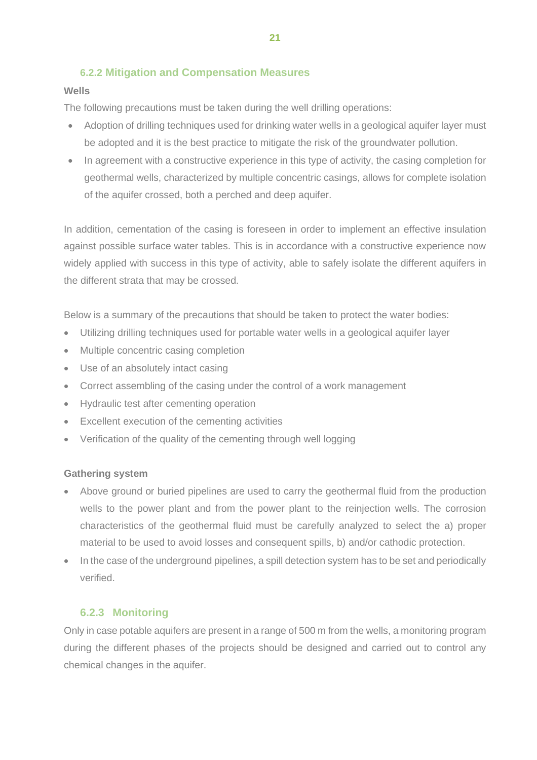### 6.2.2 Mitigation and Compensation Measures

**Wells**

The following precautions must be taken during the well drilling operations:

- Adoption of drilling techniques used for drinking water wells in a geological aquifer layer must be adopted and it is the best practice to mitigate the risk of the groundwater pollution.
- In agreement with a constructive experience in this type of activity, the casing completion for geothermal wells, characterized by multiple concentric casings, allows for complete isolation of the aquifer crossed, both a perched and deep aquifer.

In addition, cementation of the casing is foreseen in order to implement an effective insulation against possible surface water tables. This is in accordance with a constructive experience now widely applied with success in this type of activity, able to safely isolate the different aquifers in the different strata that may be crossed.

Below is a summary of the precautions that should be taken to protect the water bodies:

- Utilizing drilling techniques used for portable water wells in a geological aquifer layer
- Multiple concentric casing completion
- Use of an absolutely intact casing
- Correct assembling of the casing under the control of a work management
- Hydraulic test after cementing operation
- Excellent execution of the cementing activities
- Verification of the quality of the cementing through well logging

**Gathering system**

- Above ground or buried pipelines are used to carry the geothermal fluid from the production wells to the power plant and from the power plant to the reinjection wells. The corrosion characteristics of the geothermal fluid must be carefully analyzed to select the a) proper material to be used to avoid losses and consequent spills, b) and/or cathodic protection.
- In the case of the underground pipelines, a spill detection system has to be set and periodically verified.

### 6.2.3 Monitoring

Only in case potable aquifers are present in a range of 500 m from the wells, a monitoring program during the different phases of the projects should be designed and carried out to control any chemical changes in the aquifer.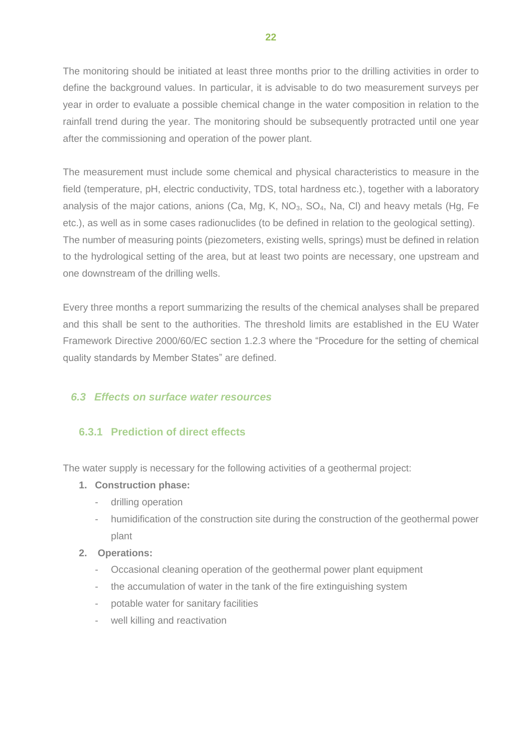The monitoring should be initiated at least three months prior to the drilling activities in order to define the background values. In particular, it is advisable to do two measurement surveys per year in order to evaluate a possible chemical change in the water composition in relation to the rainfall trend during the year. The monitoring should be subsequently protracted until one year after the commissioning and operation of the power plant.

The measurement must include some chemical and physical characteristics to measure in the field (temperature, pH, electric conductivity, TDS, total hardness etc.), together with a laboratory analysis of the major cations, anions (Ca, Mg, K, $NO_3$, $SO_4$, Na, Cl) and heavy metals (Hg, Fe etc.), as well as in some cases radionuclides (to be defined in relation to the geological setting). The number of measuring points (piezometers, existing wells, springs) must be defined in relation to the hydrological setting of the area, but at least two points are necessary, one upstream and one downstream of the drilling wells.

Every three months a report summarizing the results of the chemical analyses shall be prepared and this shall be sent to the authorities. The threshold limits are established in the EU Water Framework Directive 2000/60/EC section 1.2.3 where the "Procedure for the setting of chemical quality standards by Member States" are defined.

## *6.3 Effects on surface water resources*

### 6.3.1 Prediction of direct effects

The water supply is necessary for the following activities of a geothermal project:

1. **Construction phase:**
   - drilling operation
   - humidification of the construction site during the construction of the geothermal power plant
2. **Operations:**
   - Occasional cleaning operation of the geothermal power plant equipment
   - the accumulation of water in the tank of the fire extinguishing system
   - potable water for sanitary facilities
   - well killing and reactivation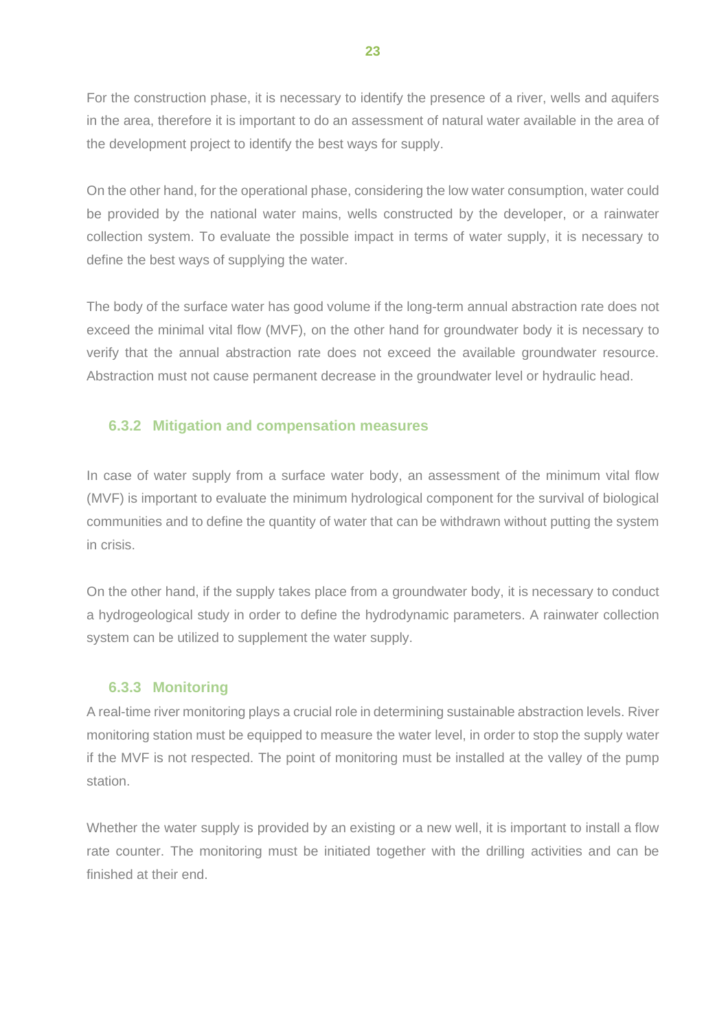For the construction phase, it is necessary to identify the presence of a river, wells and aquifers in the area, therefore it is important to do an assessment of natural water available in the area of the development project to identify the best ways for supply.

On the other hand, for the operational phase, considering the low water consumption, water could be provided by the national water mains, wells constructed by the developer, or a rainwater collection system. To evaluate the possible impact in terms of water supply, it is necessary to define the best ways of supplying the water.

The body of the surface water has good volume if the long-term annual abstraction rate does not exceed the minimal vital flow (MVF), on the other hand for groundwater body it is necessary to verify that the annual abstraction rate does not exceed the available groundwater resource. Abstraction must not cause permanent decrease in the groundwater level or hydraulic head.

### 6.3.2 Mitigation and compensation measures

In case of water supply from a surface water body, an assessment of the minimum vital flow (MVF) is important to evaluate the minimum hydrological component for the survival of biological communities and to define the quantity of water that can be withdrawn without putting the system in crisis.

On the other hand, if the supply takes place from a groundwater body, it is necessary to conduct a hydrogeological study in order to define the hydrodynamic parameters. A rainwater collection system can be utilized to supplement the water supply.

### 6.3.3 Monitoring

A real-time river monitoring plays a crucial role in determining sustainable abstraction levels. River monitoring station must be equipped to measure the water level, in order to stop the supply water if the MVF is not respected. The point of monitoring must be installed at the valley of the pump station.

Whether the water supply is provided by an existing or a new well, it is important to install a flow rate counter. The monitoring must be initiated together with the drilling activities and can be finished at their end.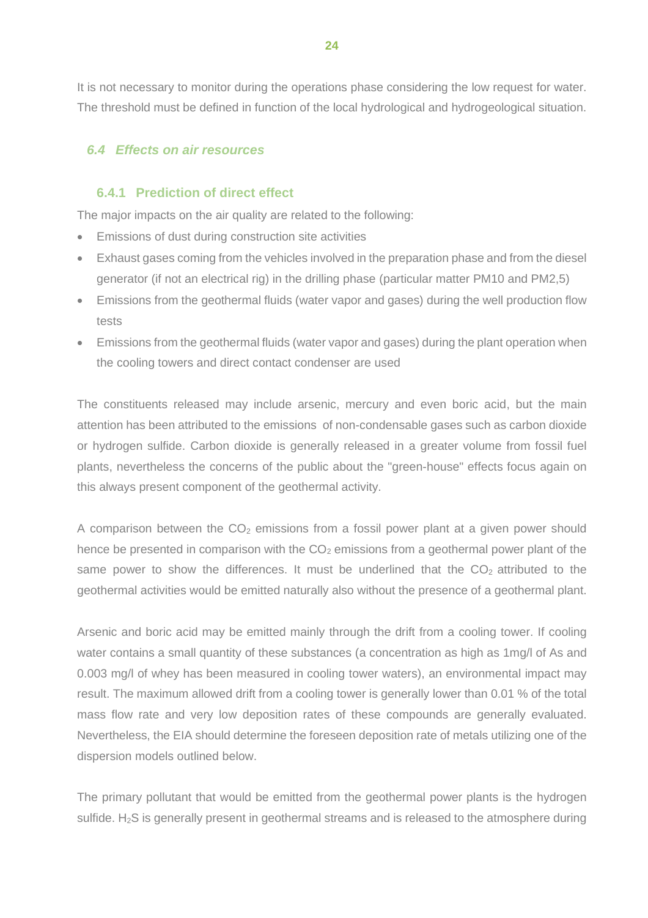It is not necessary to monitor during the operations phase considering the low request for water. The threshold must be defined in function of the local hydrological and hydrogeological situation.

## *6.4 Effects on air resources*

### 6.4.1 Prediction of direct effect

The major impacts on the air quality are related to the following:

- Emissions of dust during construction site activities
- Exhaust gases coming from the vehicles involved in the preparation phase and from the diesel generator (if not an electrical rig) in the drilling phase (particular matter PM10 and PM2,5)
- Emissions from the geothermal fluids (water vapor and gases) during the well production flow tests
- Emissions from the geothermal fluids (water vapor and gases) during the plant operation when the cooling towers and direct contact condenser are used

The constituents released may include arsenic, mercury and even boric acid, but the main attention has been attributed to the emissions of non-condensable gases such as carbon dioxide or hydrogen sulfide. Carbon dioxide is generally released in a greater volume from fossil fuel plants, nevertheless the concerns of the public about the "green-house" effects focus again on this always present component of the geothermal activity.

A comparison between the $CO_2$ emissions from a fossil power plant at a given power should hence be presented in comparison with the $CO_2$ emissions from a geothermal power plant of the same power to show the differences. It must be underlined that the $CO_2$ attributed to the geothermal activities would be emitted naturally also without the presence of a geothermal plant.

Arsenic and boric acid may be emitted mainly through the drift from a cooling tower. If cooling water contains a small quantity of these substances (a concentration as high as 1mg/l of As and 0.003 mg/l of whey has been measured in cooling tower waters), an environmental impact may result. The maximum allowed drift from a cooling tower is generally lower than 0.01 % of the total mass flow rate and very low deposition rates of these compounds are generally evaluated. Nevertheless, the EIA should determine the foreseen deposition rate of metals utilizing one of the dispersion models outlined below.

The primary pollutant that would be emitted from the geothermal power plants is the hydrogen sulfide. $H_2S$ is generally present in geothermal streams and is released to the atmosphere during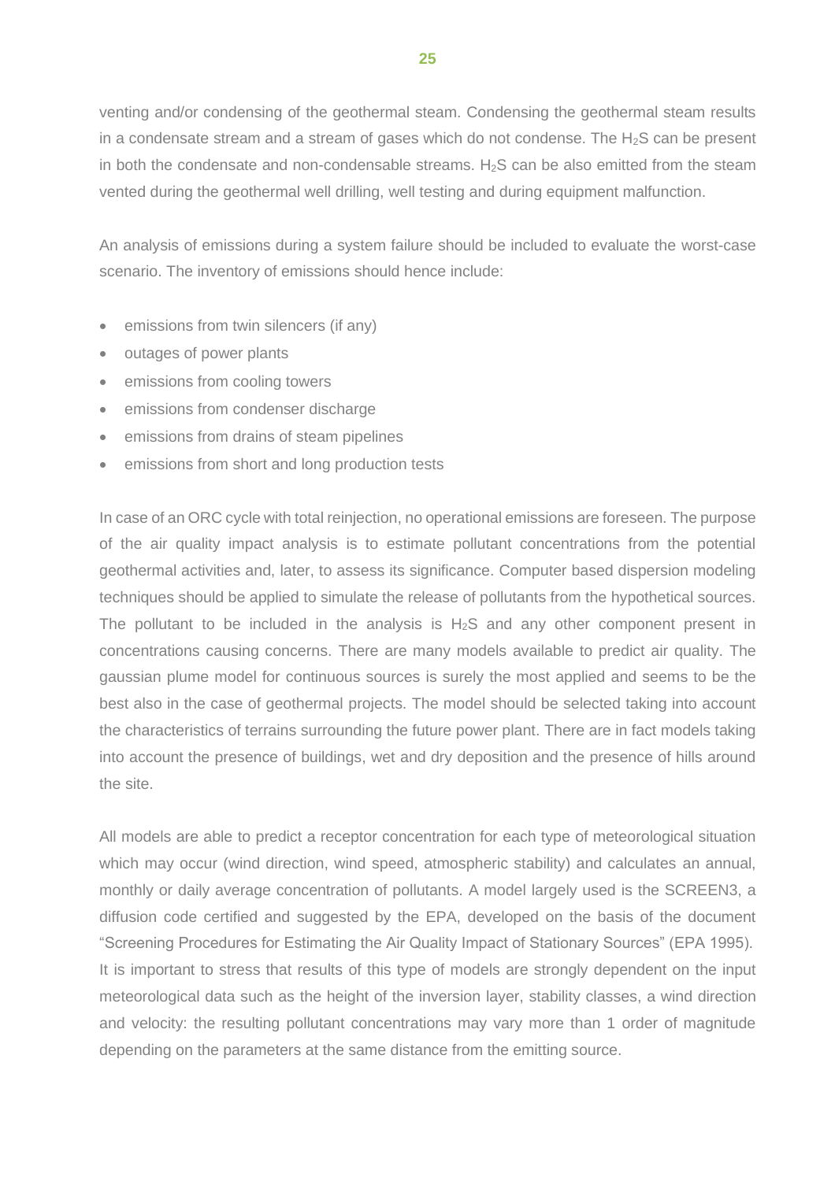venting and/or condensing of the geothermal steam. Condensing the geothermal steam results in a condensate stream and a stream of gases which do not condense. The $H_2S$ can be present in both the condensate and non-condensable streams. $H_2S$ can be also emitted from the steam vented during the geothermal well drilling, well testing and during equipment malfunction.

An analysis of emissions during a system failure should be included to evaluate the worst-case scenario. The inventory of emissions should hence include:

- emissions from twin silencers (if any)
- outages of power plants
- emissions from cooling towers
- emissions from condenser discharge
- emissions from drains of steam pipelines
- emissions from short and long production tests

In case of an ORC cycle with total reinjection, no operational emissions are foreseen. The purpose of the air quality impact analysis is to estimate pollutant concentrations from the potential geothermal activities and, later, to assess its significance. Computer based dispersion modeling techniques should be applied to simulate the release of pollutants from the hypothetical sources. The pollutant to be included in the analysis is $H_2S$ and any other component present in concentrations causing concerns. There are many models available to predict air quality. The gaussian plume model for continuous sources is surely the most applied and seems to be the best also in the case of geothermal projects. The model should be selected taking into account the characteristics of terrains surrounding the future power plant. There are in fact models taking into account the presence of buildings, wet and dry deposition and the presence of hills around the site.

All models are able to predict a receptor concentration for each type of meteorological situation which may occur (wind direction, wind speed, atmospheric stability) and calculates an annual, monthly or daily average concentration of pollutants. A model largely used is the SCREEN3, a diffusion code certified and suggested by the EPA, developed on the basis of the document "Screening Procedures for Estimating the Air Quality Impact of Stationary Sources" (EPA 1995). It is important to stress that results of this type of models are strongly dependent on the input meteorological data such as the height of the inversion layer, stability classes, a wind direction and velocity: the resulting pollutant concentrations may vary more than 1 order of magnitude depending on the parameters at the same distance from the emitting source.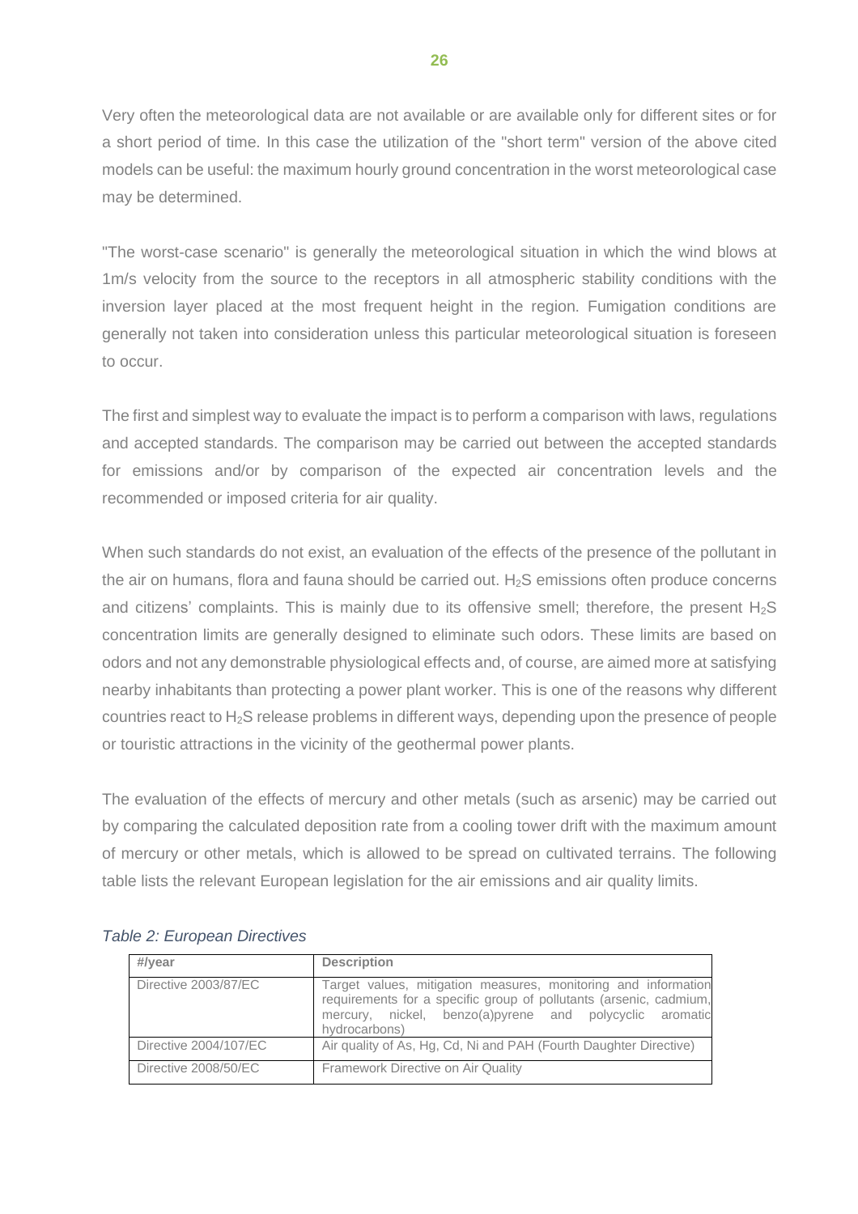Very often the meteorological data are not available or are available only for different sites or for a short period of time. In this case the utilization of the "short term" version of the above cited models can be useful: the maximum hourly ground concentration in the worst meteorological case may be determined.

"The worst-case scenario" is generally the meteorological situation in which the wind blows at 1m/s velocity from the source to the receptors in all atmospheric stability conditions with the inversion layer placed at the most frequent height in the region. Fumigation conditions are generally not taken into consideration unless this particular meteorological situation is foreseen to occur.

The first and simplest way to evaluate the impact is to perform a comparison with laws, regulations and accepted standards. The comparison may be carried out between the accepted standards for emissions and/or by comparison of the expected air concentration levels and the recommended or imposed criteria for air quality.

When such standards do not exist, an evaluation of the effects of the presence of the pollutant in the air on humans, flora and fauna should be carried out. $H_2S$ emissions often produce concerns and citizens' complaints. This is mainly due to its offensive smell; therefore, the present $H_2S$ concentration limits are generally designed to eliminate such odors. These limits are based on odors and not any demonstrable physiological effects and, of course, are aimed more at satisfying nearby inhabitants than protecting a power plant worker. This is one of the reasons why different countries react to $H_2S$ release problems in different ways, depending upon the presence of people or touristic attractions in the vicinity of the geothermal power plants.

The evaluation of the effects of mercury and other metals (such as arsenic) may be carried out by comparing the calculated deposition rate from a cooling tower drift with the maximum amount of mercury or other metals, which is allowed to be spread on cultivated terrains. The following table lists the relevant European legislation for the air emissions and air quality limits.

*Table 2: European Directives*

| #/year | Description |
| --- | --- |
| Directive 2003/87/EC | Target values, mitigation measures, monitoring and information requirements for a specific group of pollutants (arsenic, cadmium, mercury, nickel, benzo(a)pyrene and polycyclic aromatic hydrocarbons) |
| Directive 2004/107/EC | Air quality of As, Hg, Cd, Ni and PAH (Fourth Daughter Directive) |
| Directive 2008/50/EC | Framework Directive on Air Quality |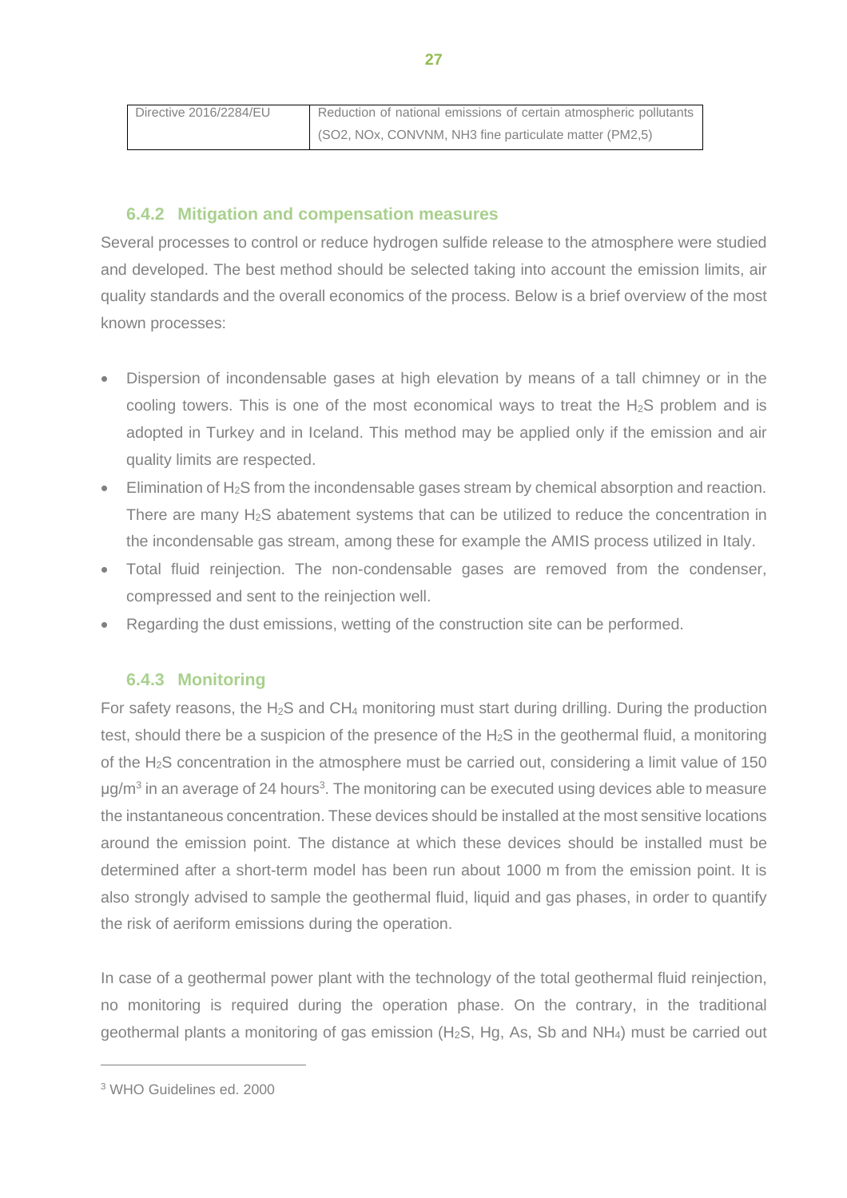| Directive 2016/2284/EU | Reduction of national emissions of certain atmospheric pollutants ($SO_2$, $NO_x$, CONVNM, $NH_3$ fine particulate matter ($PM_{2,5}$) |
|---|---|

### 6.4.2 Mitigation and compensation measures

Several processes to control or reduce hydrogen sulfide release to the atmosphere were studied and developed. The best method should be selected taking into account the emission limits, air quality standards and the overall economics of the process. Below is a brief overview of the most known processes:

- Dispersion of incondensable gases at high elevation by means of a tall chimney or in the cooling towers. This is one of the most economical ways to treat the $H_2S$ problem and is adopted in Turkey and in Iceland. This method may be applied only if the emission and air quality limits are respected.
- Elimination of $H_2S$ from the incondensable gases stream by chemical absorption and reaction. There are many $H_2S$ abatement systems that can be utilized to reduce the concentration in the incondensable gas stream, among these for example the AMIS process utilized in Italy.
- Total fluid reinjection. The non-condensable gases are removed from the condenser, compressed and sent to the reinjection well.
- Regarding the dust emissions, wetting of the construction site can be performed.

### 6.4.3 Monitoring

For safety reasons, the $H_2S$ and $CH_4$ monitoring must start during drilling. During the production test, should there be a suspicion of the presence of the $H_2S$ in the geothermal fluid, a monitoring of the $H_2S$ concentration in the atmosphere must be carried out, considering a limit value of 150 $\mu g/m^3$ in an average of 24 hours[3]. The monitoring can be executed using devices able to measure the instantaneous concentration. These devices should be installed at the most sensitive locations around the emission point. The distance at which these devices should be installed must be determined after a short-term model has been run about 1000 m from the emission point. It is also strongly advised to sample the geothermal fluid, liquid and gas phases, in order to quantify the risk of aeriform emissions during the operation.

In case of a geothermal power plant with the technology of the total geothermal fluid reinjection, no monitoring is required during the operation phase. On the contrary, in the traditional geothermal plants a monitoring of gas emission ($H_2S$, Hg, As, Sb and $NH_4$) must be carried out

[3] WHO Guidelines ed. 2000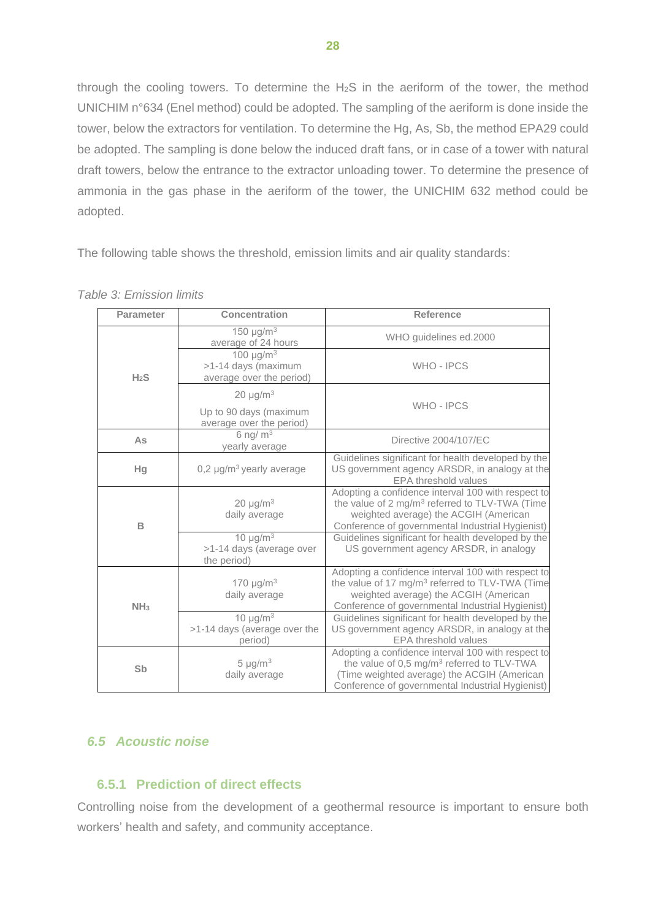through the cooling towers. To determine the $H_2S$ in the aeriform of the tower, the method UNICHIM n°634 (Enel method) could be adopted. The sampling of the aeriform is done inside the tower, below the extractors for ventilation. To determine the Hg, As, Sb, the method EPA29 could be adopted. The sampling is done below the induced draft fans, or in case of a tower with natural draft towers, below the entrance to the extractor unloading tower. To determine the presence of ammonia in the gas phase in the aeriform of the tower, the UNICHIM 632 method could be adopted.

The following table shows the threshold, emission limits and air quality standards:

*Table 3: Emission limits*

| Parameter | Concentration | Reference |
|---|---|---|
| $H_2S$ | 150 µg/m$^3$ average of 24 hours | WHO guidelines ed.2000 |
| | 100 µg/m$^3$ >1-14 days (maximum average over the period) | WHO - IPCS |
| | 20 µg/m$^3$ Up to 90 days (maximum average over the period) | WHO - IPCS |
| As | 6 ng/ m$^3$ yearly average | Directive 2004/107/EC |
| Hg | 0,2 µg/m$^3$ yearly average | Guidelines significant for health developed by the US government agency ARSDR, in analogy at the EPA threshold values |
| B | 20 µg/m$^3$ daily average | Adopting a confidence interval 100 with respect to the value of 2 mg/m$^3$ referred to TLV-TWA (Time weighted average) the ACGIH (American Conference of governmental Industrial Hygienist) |
| | 10 µg/m$^3$ >1-14 days (average over the period) | Guidelines significant for health developed by the US government agency ARSDR, in analogy |
| $NH_3$ | 170 µg/m$^3$ daily average | Adopting a confidence interval 100 with respect to the value of 17 mg/m$^3$ referred to TLV-TWA (Time weighted average) the ACGIH (American Conference of governmental Industrial Hygienist) |
| | 10 µg/m$^3$ >1-14 days (average over the period) | Guidelines significant for health developed by the US government agency ARSDR, in analogy at the EPA threshold values |
| Sb | 5 µg/m$^3$ daily average | Adopting a confidence interval 100 with respect to the value of 0,5 mg/m$^3$ referred to TLV-TWA (Time weighted average) the ACGIH (American Conference of governmental Industrial Hygienist) |

## *6.5 Acoustic noise*

### 6.5.1 Prediction of direct effects

Controlling noise from the development of a geothermal resource is important to ensure both workers' health and safety, and community acceptance.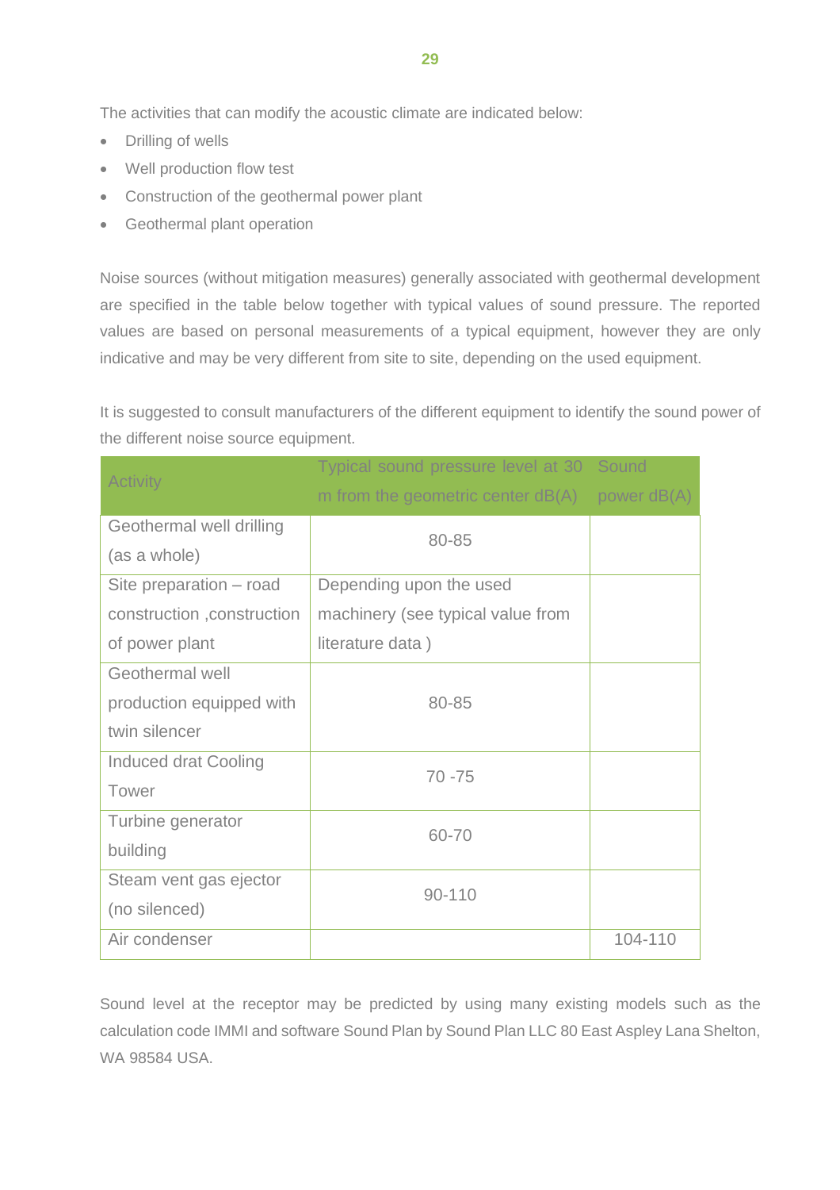The activities that can modify the acoustic climate are indicated below:

- Drilling of wells
- Well production flow test
- Construction of the geothermal power plant
- Geothermal plant operation

Noise sources (without mitigation measures) generally associated with geothermal development are specified in the table below together with typical values of sound pressure. The reported values are based on personal measurements of a typical equipment, however they are only indicative and may be very different from site to site, depending on the used equipment.

It is suggested to consult manufacturers of the different equipment to identify the sound power of the different noise source equipment.

| Activity | Typical sound pressure level at 30 m from the geometric center dB(A) | Sound power dB(A) |
|---|---|---|
| Geothermal well drilling (as a whole) | 80-85 | |
| Site preparation – road construction ,construction of power plant | Depending upon the used machinery (see typical value from literature data ) | |
| Geothermal well production equipped with twin silencer | 80-85 | |
| Induced drat Cooling Tower | 70 -75 | |
| Turbine generator building | 60-70 | |
| Steam vent gas ejector (no silenced) | 90-110 | |
| Air condenser | | 104-110 |

Sound level at the receptor may be predicted by using many existing models such as the calculation code IMMI and software Sound Plan by Sound Plan LLC 80 East Aspley Lana Shelton, WA 98584 USA.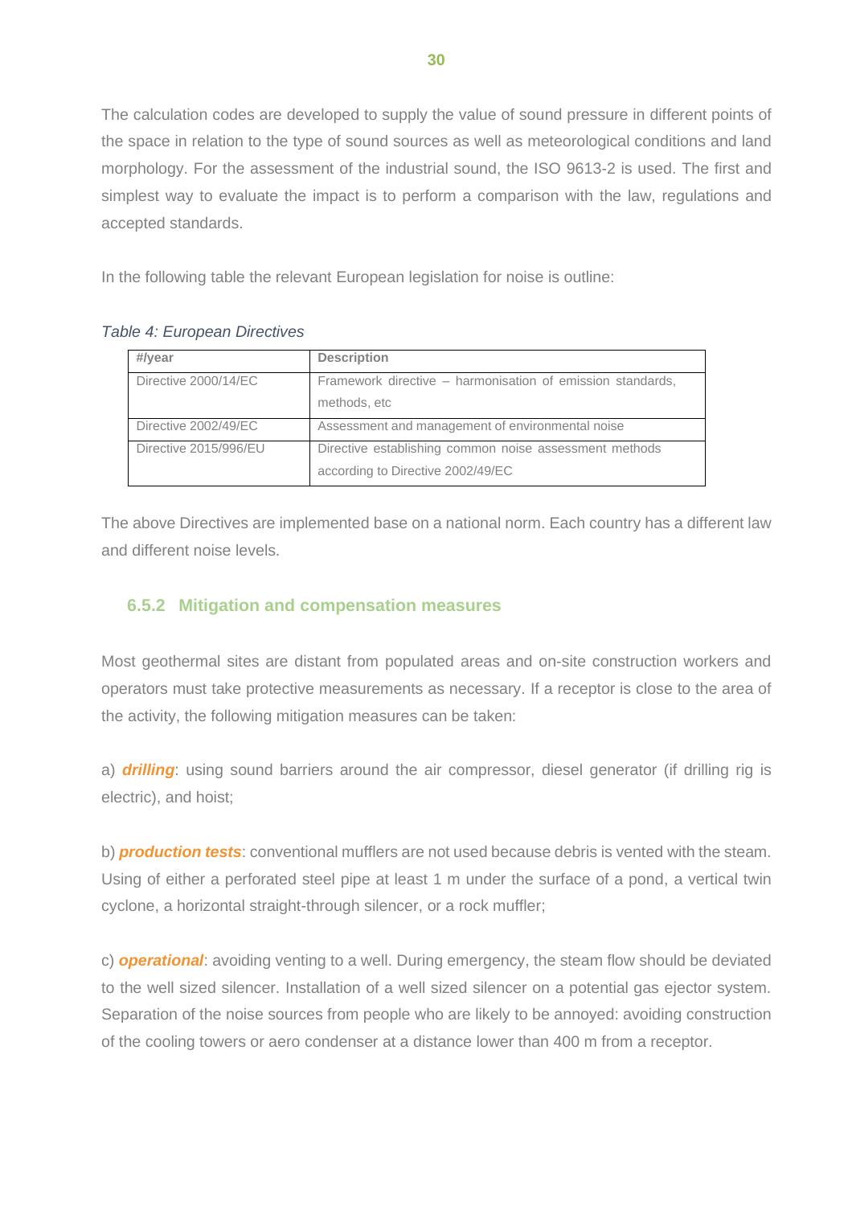The calculation codes are developed to supply the value of sound pressure in different points of the space in relation to the type of sound sources as well as meteorological conditions and land morphology. For the assessment of the industrial sound, the ISO 9613-2 is used. The first and simplest way to evaluate the impact is to perform a comparison with the law, regulations and accepted standards.

In the following table the relevant European legislation for noise is outline:

*Table 4: European Directives*

| #/year | Description |
|---|---|
| Directive 2000/14/EC | Framework directive – harmonisation of emission standards, methods, etc |
| Directive 2002/49/EC | Assessment and management of environmental noise |
| Directive 2015/996/EU | Directive establishing common noise assessment methods according to Directive 2002/49/EC |

The above Directives are implemented base on a national norm. Each country has a different law and different noise levels.

### 6.5.2 Mitigation and compensation measures

Most geothermal sites are distant from populated areas and on-site construction workers and operators must take protective measurements as necessary. If a receptor is close to the area of the activity, the following mitigation measures can be taken:

a) ***drilling***: using sound barriers around the air compressor, diesel generator (if drilling rig is electric), and hoist;

b) ***production tests***: conventional mufflers are not used because debris is vented with the steam. Using of either a perforated steel pipe at least 1 m under the surface of a pond, a vertical twin cyclone, a horizontal straight-through silencer, or a rock muffler;

c) ***operational***: avoiding venting to a well. During emergency, the steam flow should be deviated to the well sized silencer. Installation of a well sized silencer on a potential gas ejector system. Separation of the noise sources from people who are likely to be annoyed: avoiding construction of the cooling towers or aero condenser at a distance lower than 400 m from a receptor.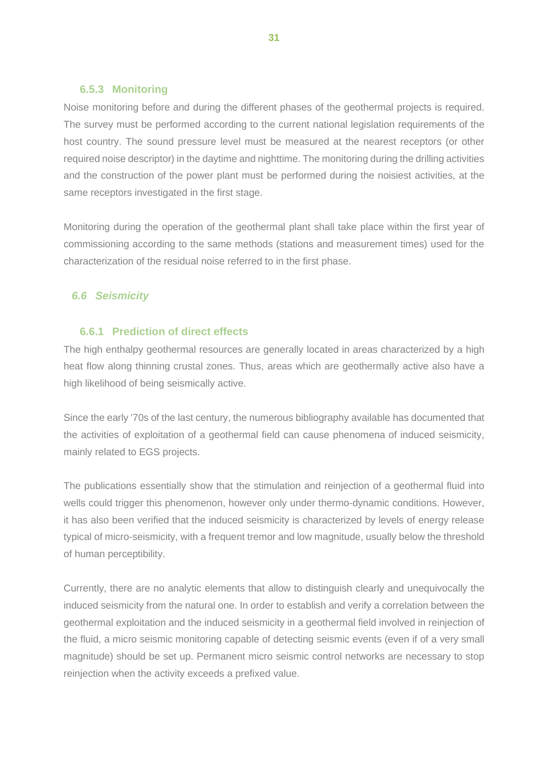### 6.5.3 Monitoring

Noise monitoring before and during the different phases of the geothermal projects is required. The survey must be performed according to the current national legislation requirements of the host country. The sound pressure level must be measured at the nearest receptors (or other required noise descriptor) in the daytime and nighttime. The monitoring during the drilling activities and the construction of the power plant must be performed during the noisiest activities, at the same receptors investigated in the first stage.

Monitoring during the operation of the geothermal plant shall take place within the first year of commissioning according to the same methods (stations and measurement times) used for the characterization of the residual noise referred to in the first phase.

## *6.6 Seismicity*

### 6.6.1 Prediction of direct effects

The high enthalpy geothermal resources are generally located in areas characterized by a high heat flow along thinning crustal zones. Thus, areas which are geothermally active also have a high likelihood of being seismically active.

Since the early '70s of the last century, the numerous bibliography available has documented that the activities of exploitation of a geothermal field can cause phenomena of induced seismicity, mainly related to EGS projects.

The publications essentially show that the stimulation and reinjection of a geothermal fluid into wells could trigger this phenomenon, however only under thermo-dynamic conditions. However, it has also been verified that the induced seismicity is characterized by levels of energy release typical of micro-seismicity, with a frequent tremor and low magnitude, usually below the threshold of human perceptibility.

Currently, there are no analytic elements that allow to distinguish clearly and unequivocally the induced seismicity from the natural one. In order to establish and verify a correlation between the geothermal exploitation and the induced seismicity in a geothermal field involved in reinjection of the fluid, a micro seismic monitoring capable of detecting seismic events (even if of a very small magnitude) should be set up. Permanent micro seismic control networks are necessary to stop reinjection when the activity exceeds a prefixed value.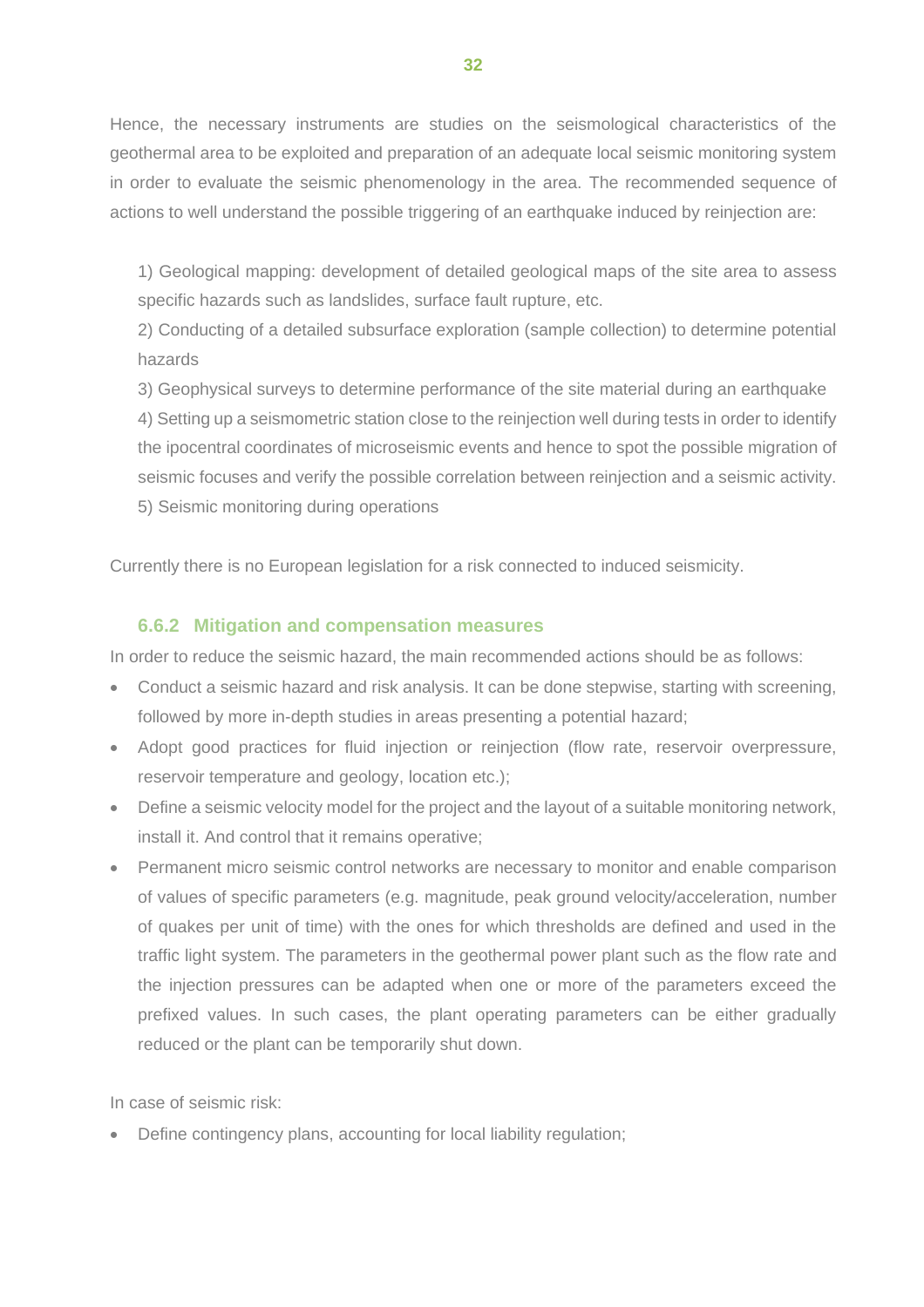Hence, the necessary instruments are studies on the seismological characteristics of the geothermal area to be exploited and preparation of an adequate local seismic monitoring system in order to evaluate the seismic phenomenology in the area. The recommended sequence of actions to well understand the possible triggering of an earthquake induced by reinjection are:

1) Geological mapping: development of detailed geological maps of the site area to assess specific hazards such as landslides, surface fault rupture, etc.
2) Conducting of a detailed subsurface exploration (sample collection) to determine potential hazards
3) Geophysical surveys to determine performance of the site material during an earthquake
4) Setting up a seismometric station close to the reinjection well during tests in order to identify the ipocentral coordinates of microseismic events and hence to spot the possible migration of seismic focuses and verify the possible correlation between reinjection and a seismic activity.
5) Seismic monitoring during operations

Currently there is no European legislation for a risk connected to induced seismicity.

### 6.6.2 Mitigation and compensation measures

In order to reduce the seismic hazard, the main recommended actions should be as follows:

- Conduct a seismic hazard and risk analysis. It can be done stepwise, starting with screening, followed by more in-depth studies in areas presenting a potential hazard;
- Adopt good practices for fluid injection or reinjection (flow rate, reservoir overpressure, reservoir temperature and geology, location etc.);
- Define a seismic velocity model for the project and the layout of a suitable monitoring network, install it. And control that it remains operative;
- Permanent micro seismic control networks are necessary to monitor and enable comparison of values of specific parameters (e.g. magnitude, peak ground velocity/acceleration, number of quakes per unit of time) with the ones for which thresholds are defined and used in the traffic light system. The parameters in the geothermal power plant such as the flow rate and the injection pressures can be adapted when one or more of the parameters exceed the prefixed values. In such cases, the plant operating parameters can be either gradually reduced or the plant can be temporarily shut down.

In case of seismic risk:

- Define contingency plans, accounting for local liability regulation;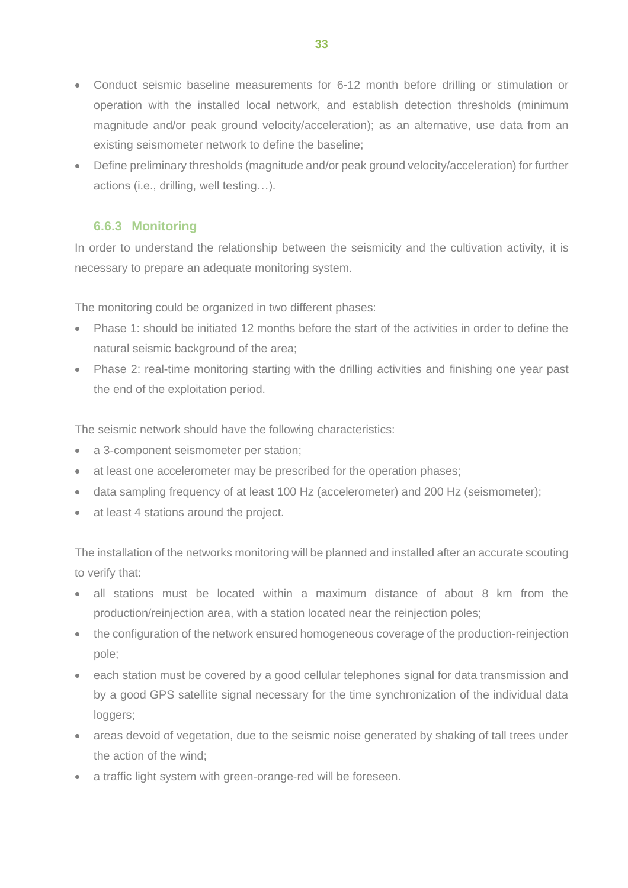- Conduct seismic baseline measurements for 6-12 month before drilling or stimulation or operation with the installed local network, and establish detection thresholds (minimum magnitude and/or peak ground velocity/acceleration); as an alternative, use data from an existing seismometer network to define the baseline;
- Define preliminary thresholds (magnitude and/or peak ground velocity/acceleration) for further actions (i.e., drilling, well testing…).

### 6.6.3 Monitoring

In order to understand the relationship between the seismicity and the cultivation activity, it is necessary to prepare an adequate monitoring system.

The monitoring could be organized in two different phases:

- Phase 1: should be initiated 12 months before the start of the activities in order to define the natural seismic background of the area;
- Phase 2: real-time monitoring starting with the drilling activities and finishing one year past the end of the exploitation period.

The seismic network should have the following characteristics:

- a 3-component seismometer per station;
- at least one accelerometer may be prescribed for the operation phases;
- data sampling frequency of at least 100 Hz (accelerometer) and 200 Hz (seismometer);
- at least 4 stations around the project.

The installation of the networks monitoring will be planned and installed after an accurate scouting to verify that:

- all stations must be located within a maximum distance of about 8 km from the production/reinjection area, with a station located near the reinjection poles;
- the configuration of the network ensured homogeneous coverage of the production-reinjection pole;
- each station must be covered by a good cellular telephones signal for data transmission and by a good GPS satellite signal necessary for the time synchronization of the individual data loggers;
- areas devoid of vegetation, due to the seismic noise generated by shaking of tall trees under the action of the wind;
- a traffic light system with green-orange-red will be foreseen.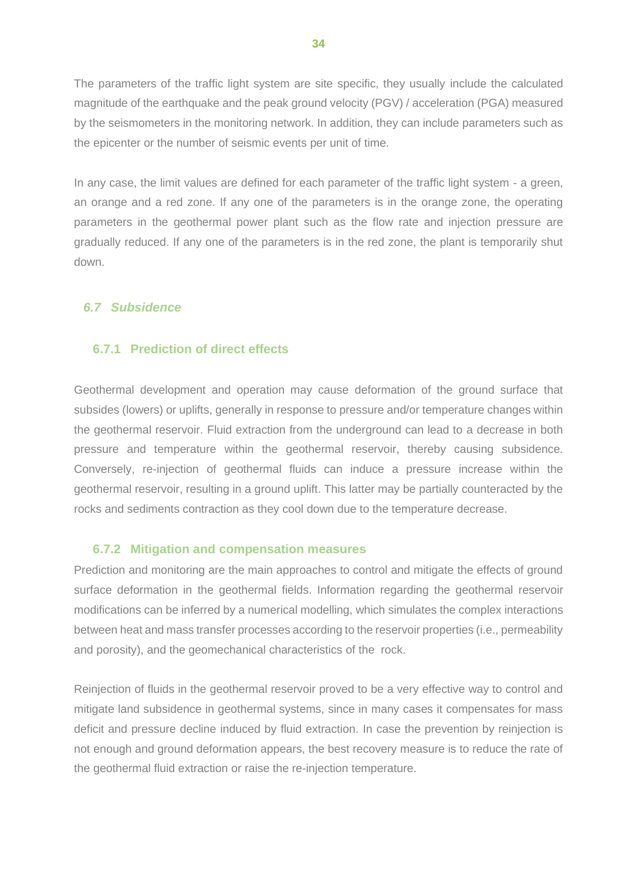The parameters of the traffic light system are site specific, they usually include the calculated magnitude of the earthquake and the peak ground velocity (PGV) / acceleration (PGA) measured by the seismometers in the monitoring network. In addition, they can include parameters such as the epicenter or the number of seismic events per unit of time.

In any case, the limit values are defined for each parameter of the traffic light system - a green, an orange and a red zone. If any one of the parameters is in the orange zone, the operating parameters in the geothermal power plant such as the flow rate and injection pressure are gradually reduced. If any one of the parameters is in the red zone, the plant is temporarily shut down.

## *6.7 Subsidence*

### 6.7.1 Prediction of direct effects

Geothermal development and operation may cause deformation of the ground surface that subsides (lowers) or uplifts, generally in response to pressure and/or temperature changes within the geothermal reservoir. Fluid extraction from the underground can lead to a decrease in both pressure and temperature within the geothermal reservoir, thereby causing subsidence. Conversely, re-injection of geothermal fluids can induce a pressure increase within the geothermal reservoir, resulting in a ground uplift. This latter may be partially counteracted by the rocks and sediments contraction as they cool down due to the temperature decrease.

### 6.7.2 Mitigation and compensation measures

Prediction and monitoring are the main approaches to control and mitigate the effects of ground surface deformation in the geothermal fields. Information regarding the geothermal reservoir modifications can be inferred by a numerical modelling, which simulates the complex interactions between heat and mass transfer processes according to the reservoir properties (i.e., permeability and porosity), and the geomechanical characteristics of the rock.

Reinjection of fluids in the geothermal reservoir proved to be a very effective way to control and mitigate land subsidence in geothermal systems, since in many cases it compensates for mass deficit and pressure decline induced by fluid extraction. In case the prevention by reinjection is not enough and ground deformation appears, the best recovery measure is to reduce the rate of the geothermal fluid extraction or raise the re-injection temperature.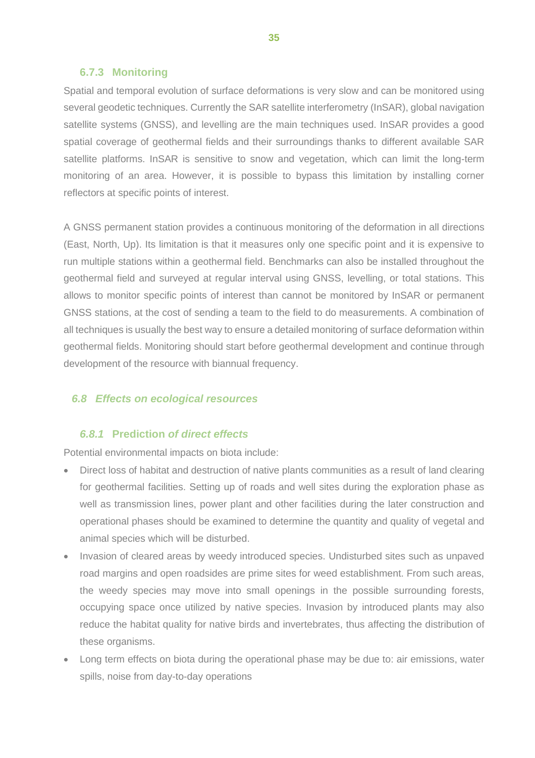### 6.7.3 Monitoring

Spatial and temporal evolution of surface deformations is very slow and can be monitored using several geodetic techniques. Currently the SAR satellite interferometry (InSAR), global navigation satellite systems (GNSS), and levelling are the main techniques used. InSAR provides a good spatial coverage of geothermal fields and their surroundings thanks to different available SAR satellite platforms. InSAR is sensitive to snow and vegetation, which can limit the long-term monitoring of an area. However, it is possible to bypass this limitation by installing corner reflectors at specific points of interest.

A GNSS permanent station provides a continuous monitoring of the deformation in all directions (East, North, Up). Its limitation is that it measures only one specific point and it is expensive to run multiple stations within a geothermal field. Benchmarks can also be installed throughout the geothermal field and surveyed at regular interval using GNSS, levelling, or total stations. This allows to monitor specific points of interest than cannot be monitored by InSAR or permanent GNSS stations, at the cost of sending a team to the field to do measurements. A combination of all techniques is usually the best way to ensure a detailed monitoring of surface deformation within geothermal fields. Monitoring should start before geothermal development and continue through development of the resource with biannual frequency.

## *6.8 Effects on ecological resources*

### *6.8.1* Prediction *of direct effects*

Potential environmental impacts on biota include:

- Direct loss of habitat and destruction of native plants communities as a result of land clearing for geothermal facilities. Setting up of roads and well sites during the exploration phase as well as transmission lines, power plant and other facilities during the later construction and operational phases should be examined to determine the quantity and quality of vegetal and animal species which will be disturbed.
- Invasion of cleared areas by weedy introduced species. Undisturbed sites such as unpaved road margins and open roadsides are prime sites for weed establishment. From such areas, the weedy species may move into small openings in the possible surrounding forests, occupying space once utilized by native species. Invasion by introduced plants may also reduce the habitat quality for native birds and invertebrates, thus affecting the distribution of these organisms.
- Long term effects on biota during the operational phase may be due to: air emissions, water spills, noise from day-to-day operations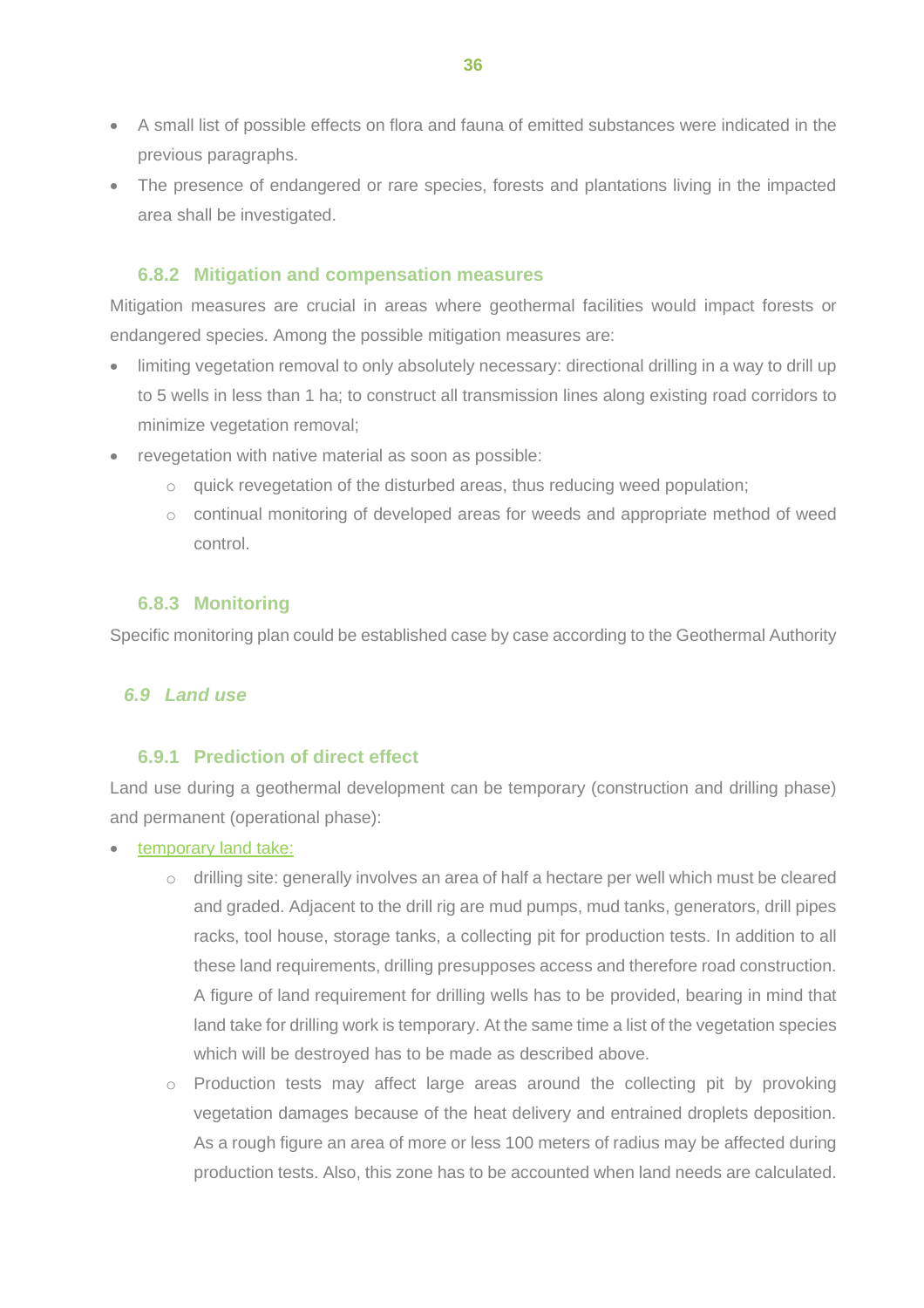- A small list of possible effects on flora and fauna of emitted substances were indicated in the previous paragraphs.
- The presence of endangered or rare species, forests and plantations living in the impacted area shall be investigated.

### 6.8.2 Mitigation and compensation measures

Mitigation measures are crucial in areas where geothermal facilities would impact forests or endangered species. Among the possible mitigation measures are:

- limiting vegetation removal to only absolutely necessary: directional drilling in a way to drill up to 5 wells in less than 1 ha; to construct all transmission lines along existing road corridors to minimize vegetation removal;
- revegetation with native material as soon as possible:
    - quick revegetation of the disturbed areas, thus reducing weed population;
    - continual monitoring of developed areas for weeds and appropriate method of weed control.

### 6.8.3 Monitoring

Specific monitoring plan could be established case by case according to the Geothermal Authority

## *6.9 Land use*

### 6.9.1 Prediction of direct effect

Land use during a geothermal development can be temporary (construction and drilling phase) and permanent (operational phase):

- temporary land take:
    - drilling site: generally involves an area of half a hectare per well which must be cleared and graded. Adjacent to the drill rig are mud pumps, mud tanks, generators, drill pipes racks, tool house, storage tanks, a collecting pit for production tests. In addition to all these land requirements, drilling presupposes access and therefore road construction. A figure of land requirement for drilling wells has to be provided, bearing in mind that land take for drilling work is temporary. At the same time a list of the vegetation species which will be destroyed has to be made as described above.
    - Production tests may affect large areas around the collecting pit by provoking vegetation damages because of the heat delivery and entrained droplets deposition. As a rough figure an area of more or less 100 meters of radius may be affected during production tests. Also, this zone has to be accounted when land needs are calculated.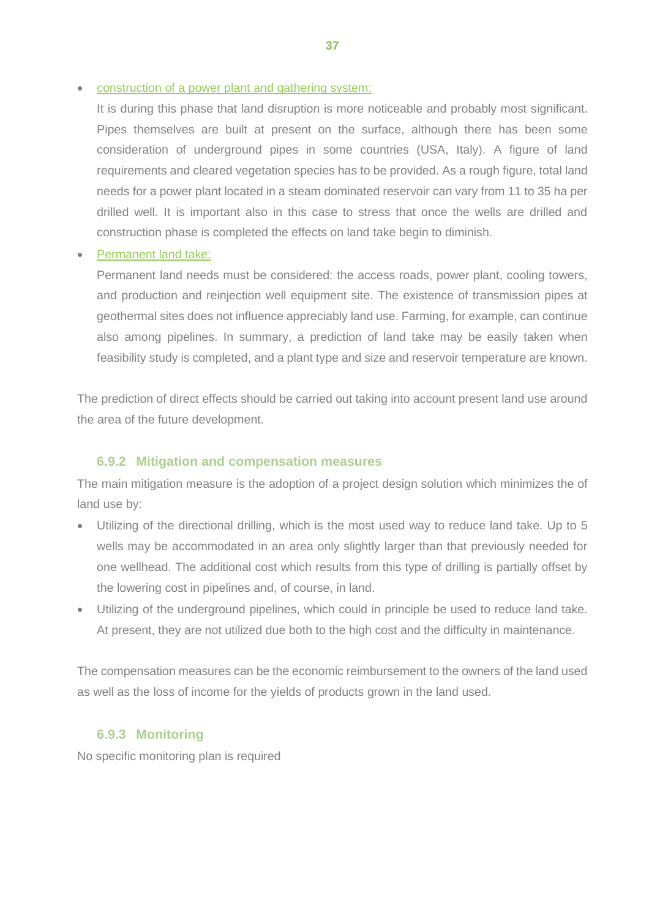- construction of a power plant and gathering system:

  It is during this phase that land disruption is more noticeable and probably most significant. Pipes themselves are built at present on the surface, although there has been some consideration of underground pipes in some countries (USA, Italy). A figure of land requirements and cleared vegetation species has to be provided. As a rough figure, total land needs for a power plant located in a steam dominated reservoir can vary from 11 to 35 ha per drilled well. It is important also in this case to stress that once the wells are drilled and construction phase is completed the effects on land take begin to diminish.

- Permanent land take:

  Permanent land needs must be considered: the access roads, power plant, cooling towers, and production and reinjection well equipment site. The existence of transmission pipes at geothermal sites does not influence appreciably land use. Farming, for example, can continue also among pipelines. In summary, a prediction of land take may be easily taken when feasibility study is completed, and a plant type and size and reservoir temperature are known.

The prediction of direct effects should be carried out taking into account present land use around the area of the future development.

### 6.9.2 Mitigation and compensation measures

The main mitigation measure is the adoption of a project design solution which minimizes the of land use by:

- Utilizing of the directional drilling, which is the most used way to reduce land take. Up to 5 wells may be accommodated in an area only slightly larger than that previously needed for one wellhead. The additional cost which results from this type of drilling is partially offset by the lowering cost in pipelines and, of course, in land.
- Utilizing of the underground pipelines, which could in principle be used to reduce land take. At present, they are not utilized due both to the high cost and the difficulty in maintenance.

The compensation measures can be the economic reimbursement to the owners of the land used as well as the loss of income for the yields of products grown in the land used.

### 6.9.3 Monitoring

No specific monitoring plan is required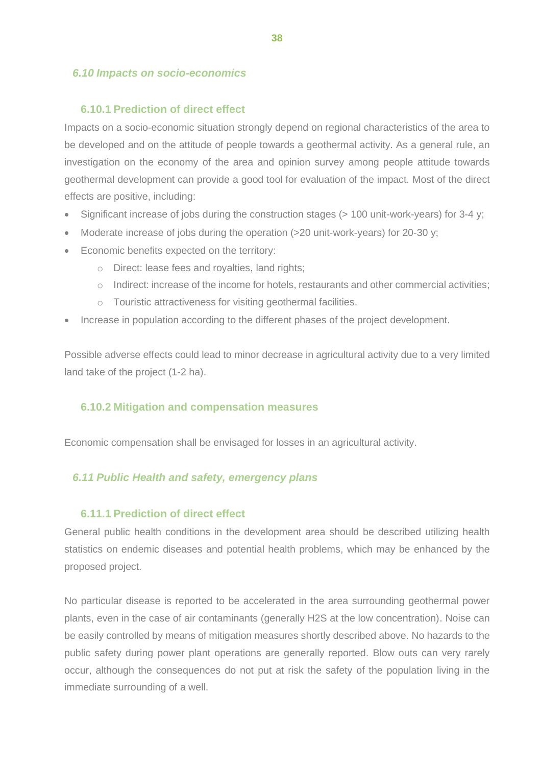## *6.10 Impacts on socio-economics*

### 6.10.1 Prediction of direct effect

Impacts on a socio-economic situation strongly depend on regional characteristics of the area to be developed and on the attitude of people towards a geothermal activity. As a general rule, an investigation on the economy of the area and opinion survey among people attitude towards geothermal development can provide a good tool for evaluation of the impact. Most of the direct effects are positive, including:

- Significant increase of jobs during the construction stages (> 100 unit-work-years) for 3-4 y;
- Moderate increase of jobs during the operation (>20 unit-work-years) for 20-30 y;
- Economic benefits expected on the territory:
  - Direct: lease fees and royalties, land rights;
  - Indirect: increase of the income for hotels, restaurants and other commercial activities;
  - Touristic attractiveness for visiting geothermal facilities.
- Increase in population according to the different phases of the project development.

Possible adverse effects could lead to minor decrease in agricultural activity due to a very limited land take of the project (1-2 ha).

### 6.10.2 Mitigation and compensation measures

Economic compensation shall be envisaged for losses in an agricultural activity.

## *6.11 Public Health and safety, emergency plans*

### 6.11.1 Prediction of direct effect

General public health conditions in the development area should be described utilizing health statistics on endemic diseases and potential health problems, which may be enhanced by the proposed project.

No particular disease is reported to be accelerated in the area surrounding geothermal power plants, even in the case of air contaminants (generally $H_2S$ at the low concentration). Noise can be easily controlled by means of mitigation measures shortly described above. No hazards to the public safety during power plant operations are generally reported. Blow outs can very rarely occur, although the consequences do not put at risk the safety of the population living in the immediate surrounding of a well.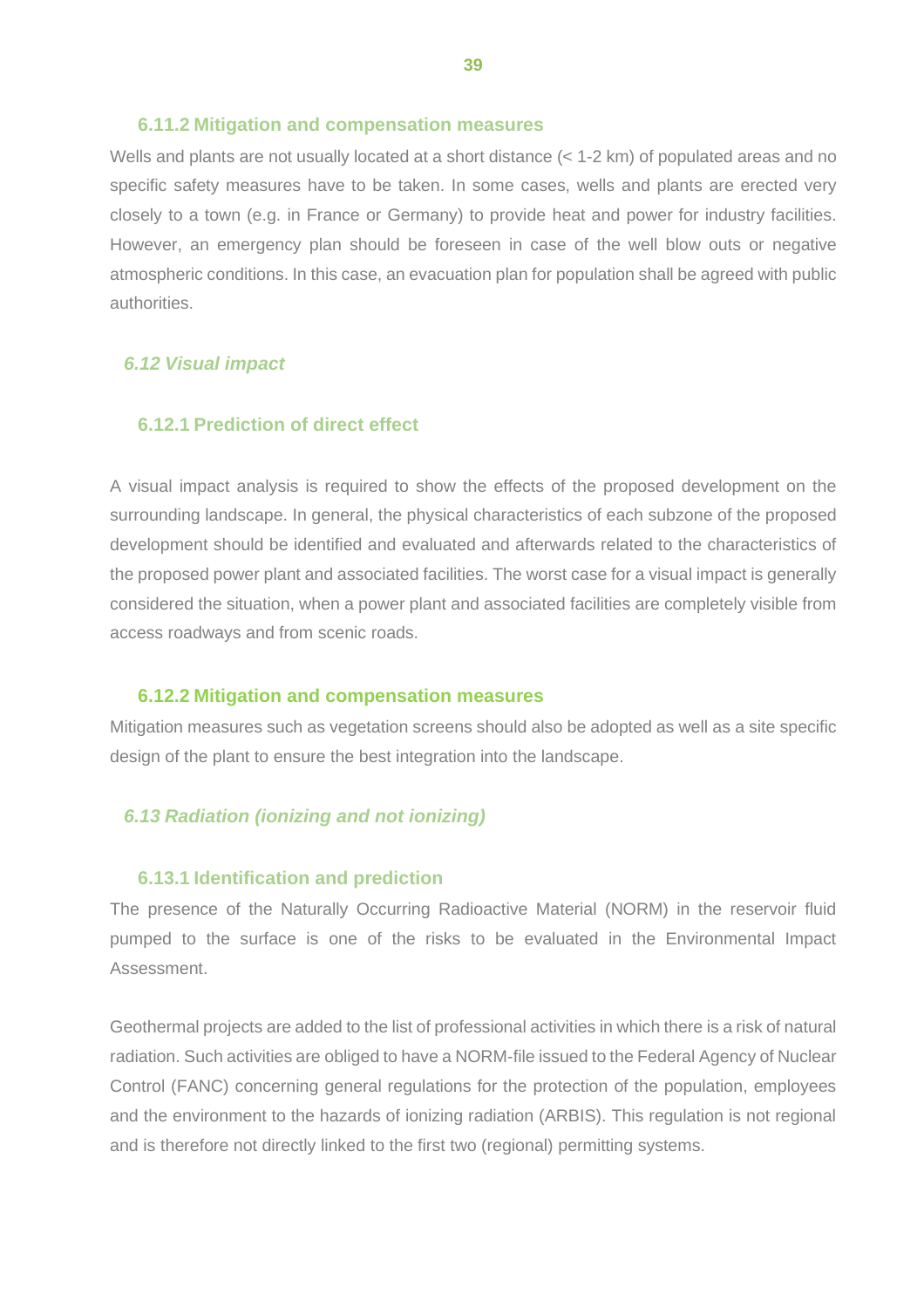#### 6.11.2 Mitigation and compensation measures

Wells and plants are not usually located at a short distance (< 1-2 km) of populated areas and no specific safety measures have to be taken. In some cases, wells and plants are erected very closely to a town (e.g. in France or Germany) to provide heat and power for industry facilities. However, an emergency plan should be foreseen in case of the well blow outs or negative atmospheric conditions. In this case, an evacuation plan for population shall be agreed with public authorities.

### *6.12 Visual impact*

#### 6.12.1 Prediction of direct effect

A visual impact analysis is required to show the effects of the proposed development on the surrounding landscape. In general, the physical characteristics of each subzone of the proposed development should be identified and evaluated and afterwards related to the characteristics of the proposed power plant and associated facilities. The worst case for a visual impact is generally considered the situation, when a power plant and associated facilities are completely visible from access roadways and from scenic roads.

#### 6.12.2 Mitigation and compensation measures

Mitigation measures such as vegetation screens should also be adopted as well as a site specific design of the plant to ensure the best integration into the landscape.

### *6.13 Radiation (ionizing and not ionizing)*

#### 6.13.1 Identification and prediction

The presence of the Naturally Occurring Radioactive Material (NORM) in the reservoir fluid pumped to the surface is one of the risks to be evaluated in the Environmental Impact Assessment.

Geothermal projects are added to the list of professional activities in which there is a risk of natural radiation. Such activities are obliged to have a NORM-file issued to the Federal Agency of Nuclear Control (FANC) concerning general regulations for the protection of the population, employees and the environment to the hazards of ionizing radiation (ARBIS). This regulation is not regional and is therefore not directly linked to the first two (regional) permitting systems.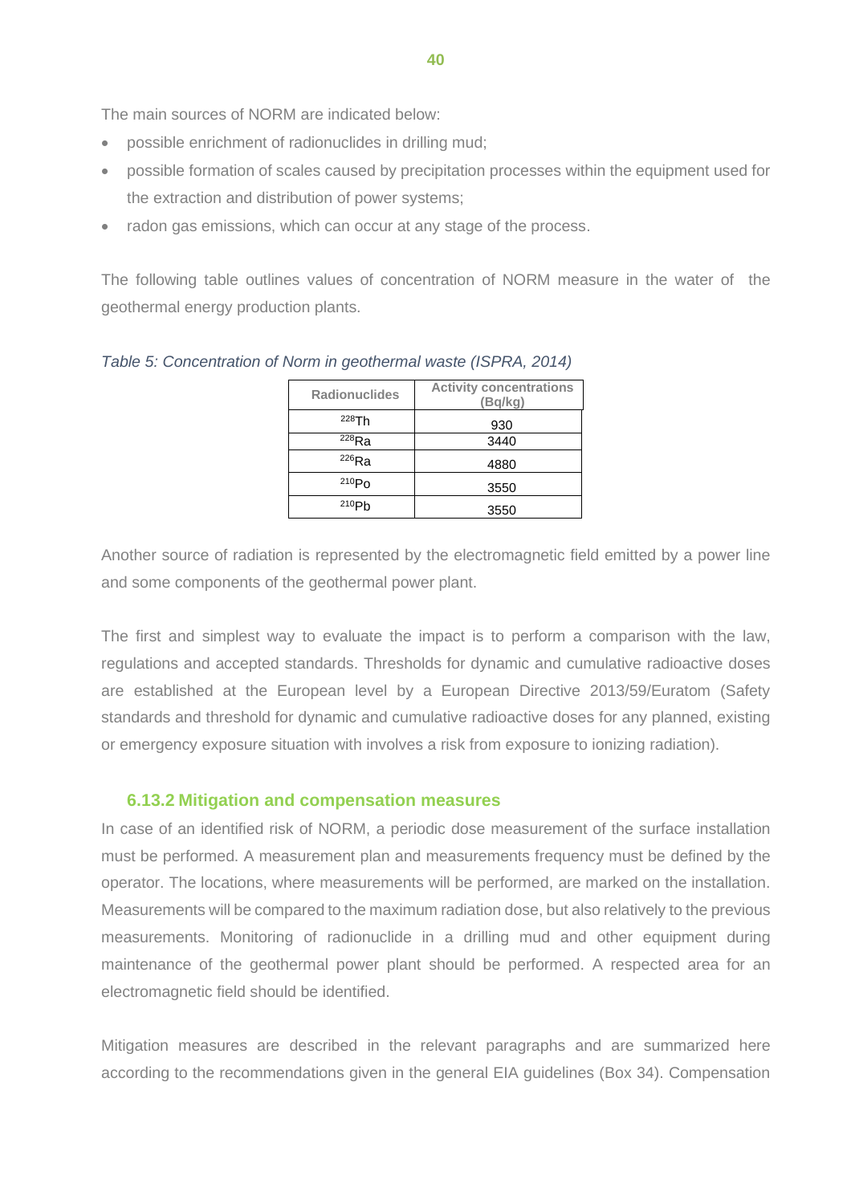The main sources of NORM are indicated below:

- possible enrichment of radionuclides in drilling mud;
- possible formation of scales caused by precipitation processes within the equipment used for the extraction and distribution of power systems;
- radon gas emissions, which can occur at any stage of the process.

The following table outlines values of concentration of NORM measure in the water of the geothermal energy production plants.

*Table 5: Concentration of Norm in geothermal waste (ISPRA, 2014)*

| Radionuclides | Activity concentrations (Bq/kg) |
|---|---|
| $^{228}$Th | 930 |
| $^{228}$Ra | 3440 |
| $^{226}$Ra | 4880 |
| $^{210}$Po | 3550 |
| $^{210}$Pb | 3550 |

Another source of radiation is represented by the electromagnetic field emitted by a power line and some components of the geothermal power plant.

The first and simplest way to evaluate the impact is to perform a comparison with the law, regulations and accepted standards. Thresholds for dynamic and cumulative radioactive doses are established at the European level by a European Directive 2013/59/Euratom (Safety standards and threshold for dynamic and cumulative radioactive doses for any planned, existing or emergency exposure situation with involves a risk from exposure to ionizing radiation).

### 6.13.2 Mitigation and compensation measures

In case of an identified risk of NORM, a periodic dose measurement of the surface installation must be performed. A measurement plan and measurements frequency must be defined by the operator. The locations, where measurements will be performed, are marked on the installation. Measurements will be compared to the maximum radiation dose, but also relatively to the previous measurements. Monitoring of radionuclide in a drilling mud and other equipment during maintenance of the geothermal power plant should be performed. A respected area for an electromagnetic field should be identified.

Mitigation measures are described in the relevant paragraphs and are summarized here according to the recommendations given in the general EIA guidelines (Box 34). Compensation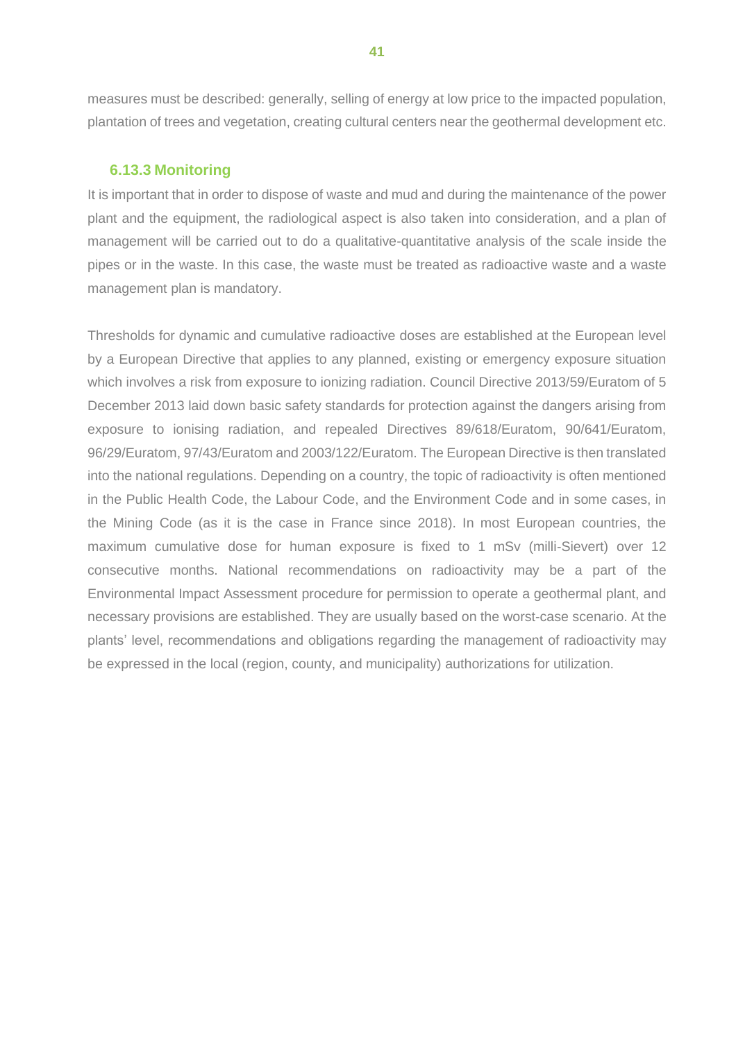measures must be described: generally, selling of energy at low price to the impacted population, plantation of trees and vegetation, creating cultural centers near the geothermal development etc.

### 6.13.3 Monitoring

It is important that in order to dispose of waste and mud and during the maintenance of the power plant and the equipment, the radiological aspect is also taken into consideration, and a plan of management will be carried out to do a qualitative-quantitative analysis of the scale inside the pipes or in the waste. In this case, the waste must be treated as radioactive waste and a waste management plan is mandatory.

Thresholds for dynamic and cumulative radioactive doses are established at the European level by a European Directive that applies to any planned, existing or emergency exposure situation which involves a risk from exposure to ionizing radiation. Council Directive 2013/59/Euratom of 5 December 2013 laid down basic safety standards for protection against the dangers arising from exposure to ionising radiation, and repealed Directives 89/618/Euratom, 90/641/Euratom, 96/29/Euratom, 97/43/Euratom and 2003/122/Euratom. The European Directive is then translated into the national regulations. Depending on a country, the topic of radioactivity is often mentioned in the Public Health Code, the Labour Code, and the Environment Code and in some cases, in the Mining Code (as it is the case in France since 2018). In most European countries, the maximum cumulative dose for human exposure is fixed to 1 mSv (milli-Sievert) over 12 consecutive months. National recommendations on radioactivity may be a part of the Environmental Impact Assessment procedure for permission to operate a geothermal plant, and necessary provisions are established. They are usually based on the worst-case scenario. At the plants' level, recommendations and obligations regarding the management of radioactivity may be expressed in the local (region, county, and municipality) authorizations for utilization.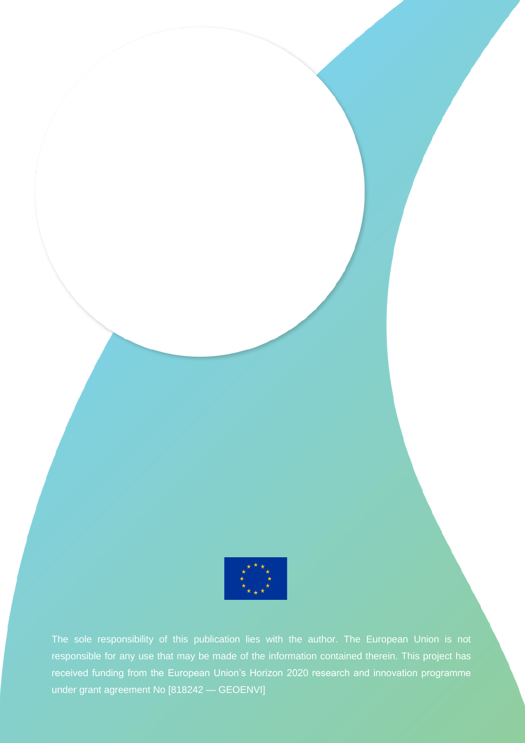The sole responsibility of this publication lies with the author. The European Union is not responsible for any use that may be made of the information contained therein. This project has received funding from the European Union's Horizon 2020 research and innovation programme under grant agreement No [818242 — GEOENVI]